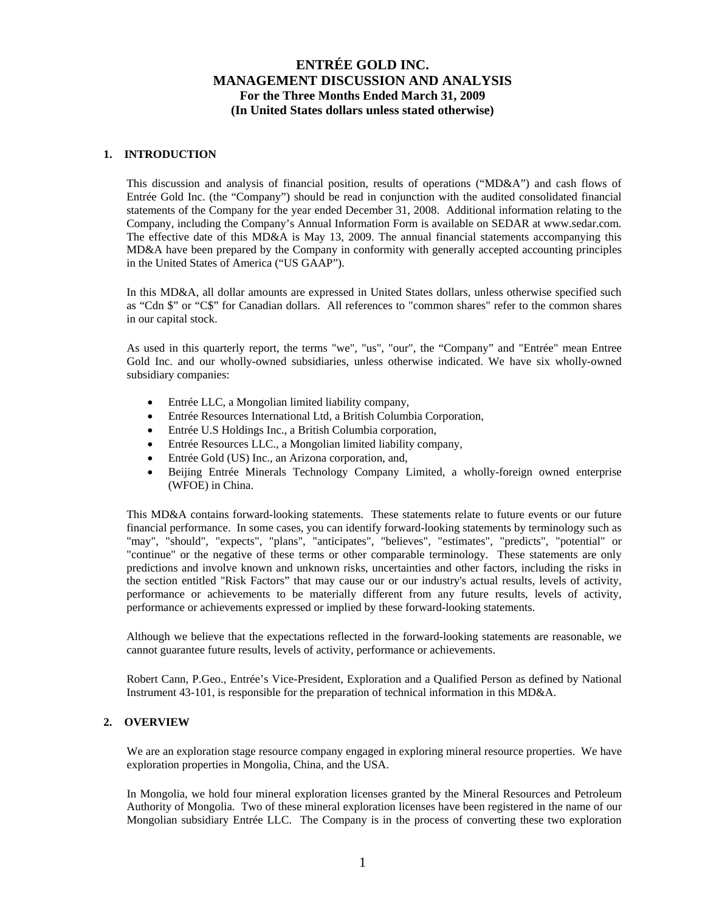# ENTRÉE GOLD INC.
# MANAGEMENT DISCUSSION AND ANALYSIS
## For the Three Months Ended March 31, 2009
## (In United States dollars unless stated otherwise)

## 1. INTRODUCTION

This discussion and analysis of financial position, results of operations ("MD&A") and cash flows of Entrée Gold Inc. (the "Company") should be read in conjunction with the audited consolidated financial statements of the Company for the year ended December 31, 2008. Additional information relating to the Company, including the Company's Annual Information Form is available on SEDAR at www.sedar.com. The effective date of this MD&A is May 13, 2009. The annual financial statements accompanying this MD&A have been prepared by the Company in conformity with generally accepted accounting principles in the United States of America ("US GAAP").

In this MD&A, all dollar amounts are expressed in United States dollars, unless otherwise specified such as "Cdn $" or "C$" for Canadian dollars. All references to "common shares" refer to the common shares in our capital stock.

As used in this quarterly report, the terms "we", "us", "our", the "Company" and "Entrée" mean Entree Gold Inc. and our wholly-owned subsidiaries, unless otherwise indicated. We have six wholly-owned subsidiary companies:

- Entrée LLC, a Mongolian limited liability company,
- Entrée Resources International Ltd, a British Columbia Corporation,
- Entrée U.S Holdings Inc., a British Columbia corporation,
- Entrée Resources LLC., a Mongolian limited liability company,
- Entrée Gold (US) Inc., an Arizona corporation, and,
- Beijing Entrée Minerals Technology Company Limited, a wholly-foreign owned enterprise (WFOE) in China.

This MD&A contains forward-looking statements. These statements relate to future events or our future financial performance. In some cases, you can identify forward-looking statements by terminology such as "may", "should", "expects", "plans", "anticipates", "believes", "estimates", "predicts", "potential" or "continue" or the negative of these terms or other comparable terminology. These statements are only predictions and involve known and unknown risks, uncertainties and other factors, including the risks in the section entitled "Risk Factors" that may cause our or our industry's actual results, levels of activity, performance or achievements to be materially different from any future results, levels of activity, performance or achievements expressed or implied by these forward-looking statements.

Although we believe that the expectations reflected in the forward-looking statements are reasonable, we cannot guarantee future results, levels of activity, performance or achievements.

Robert Cann, P.Geo., Entrée's Vice-President, Exploration and a Qualified Person as defined by National Instrument 43-101, is responsible for the preparation of technical information in this MD&A.

## 2. OVERVIEW

We are an exploration stage resource company engaged in exploring mineral resource properties. We have exploration properties in Mongolia, China, and the USA.

In Mongolia, we hold four mineral exploration licenses granted by the Mineral Resources and Petroleum Authority of Mongolia. Two of these mineral exploration licenses have been registered in the name of our Mongolian subsidiary Entrée LLC. The Company is in the process of converting these two exploration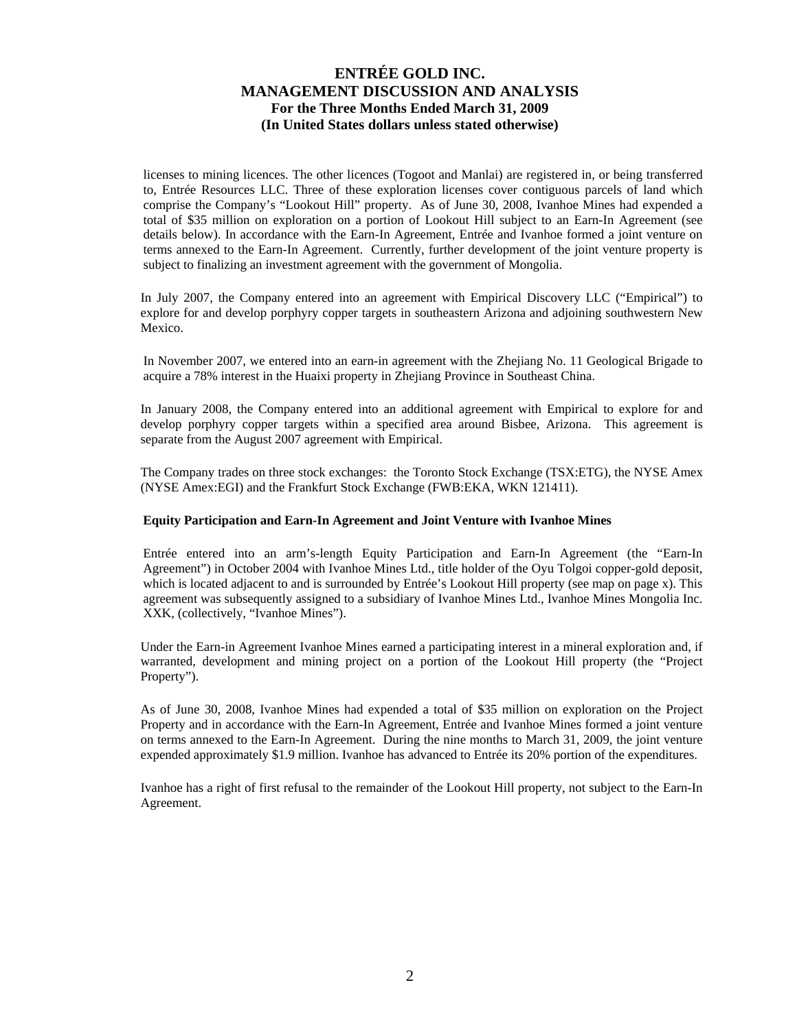licenses to mining licences. The other licences (Togoot and Manlai) are registered in, or being transferred to, Entrée Resources LLC. Three of these exploration licenses cover contiguous parcels of land which comprise the Company's "Lookout Hill" property. As of June 30, 2008, Ivanhoe Mines had expended a total of $35 million on exploration on a portion of Lookout Hill subject to an Earn-In Agreement (see details below). In accordance with the Earn-In Agreement, Entrée and Ivanhoe formed a joint venture on terms annexed to the Earn-In Agreement. Currently, further development of the joint venture property is subject to finalizing an investment agreement with the government of Mongolia.

In July 2007, the Company entered into an agreement with Empirical Discovery LLC ("Empirical") to explore for and develop porphyry copper targets in southeastern Arizona and adjoining southwestern New Mexico.

In November 2007, we entered into an earn-in agreement with the Zhejiang No. 11 Geological Brigade to acquire a 78% interest in the Huaixi property in Zhejiang Province in Southeast China.

In January 2008, the Company entered into an additional agreement with Empirical to explore for and develop porphyry copper targets within a specified area around Bisbee, Arizona. This agreement is separate from the August 2007 agreement with Empirical.

The Company trades on three stock exchanges: the Toronto Stock Exchange (TSX:ETG), the NYSE Amex (NYSE Amex:EGI) and the Frankfurt Stock Exchange (FWB:EKA, WKN 121411).

**Equity Participation and Earn-In Agreement and Joint Venture with Ivanhoe Mines**

Entrée entered into an arm's-length Equity Participation and Earn-In Agreement (the "Earn-In Agreement") in October 2004 with Ivanhoe Mines Ltd., title holder of the Oyu Tolgoi copper-gold deposit, which is located adjacent to and is surrounded by Entrée's Lookout Hill property (see map on page x). This agreement was subsequently assigned to a subsidiary of Ivanhoe Mines Ltd., Ivanhoe Mines Mongolia Inc. XXK, (collectively, "Ivanhoe Mines").

Under the Earn-in Agreement Ivanhoe Mines earned a participating interest in a mineral exploration and, if warranted, development and mining project on a portion of the Lookout Hill property (the "Project Property").

As of June 30, 2008, Ivanhoe Mines had expended a total of $35 million on exploration on the Project Property and in accordance with the Earn-In Agreement, Entrée and Ivanhoe Mines formed a joint venture on terms annexed to the Earn-In Agreement. During the nine months to March 31, 2009, the joint venture expended approximately $1.9 million. Ivanhoe has advanced to Entrée its 20% portion of the expenditures.

Ivanhoe has a right of first refusal to the remainder of the Lookout Hill property, not subject to the Earn-In Agreement.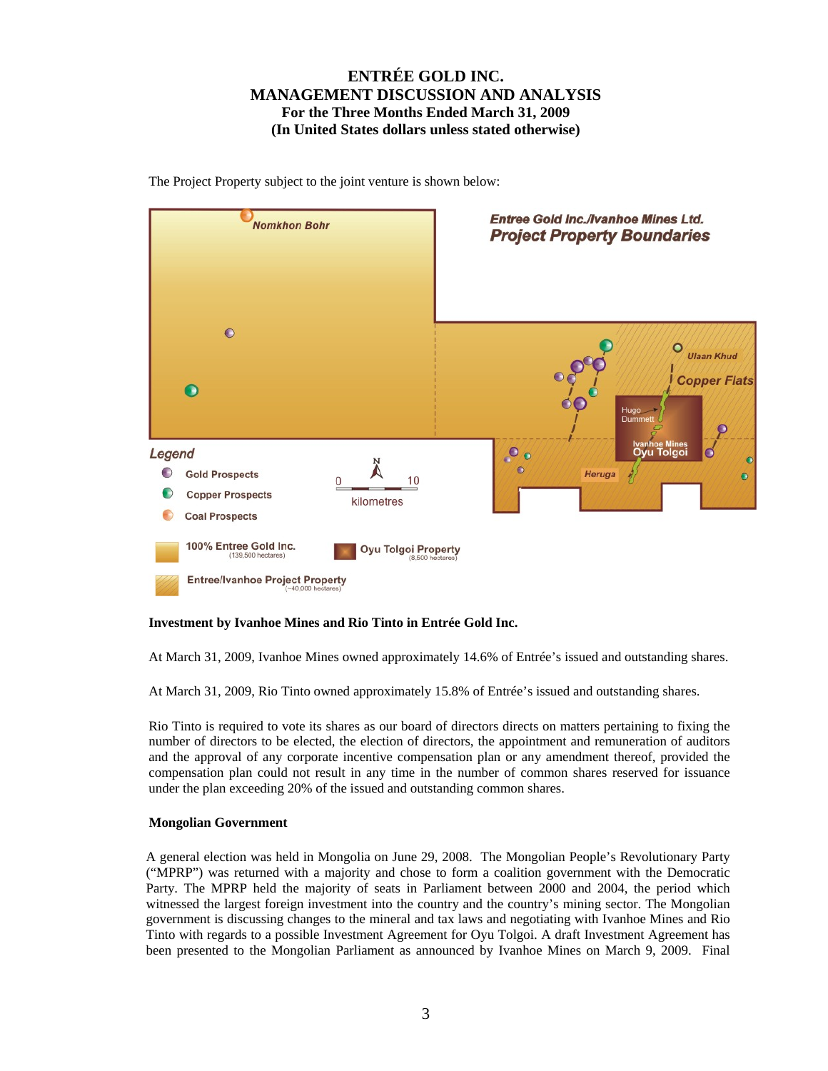The Project Property subject to the joint venture is shown below:

**Investment by Ivanhoe Mines and Rio Tinto in Entrée Gold Inc.**

At March 31, 2009, Ivanhoe Mines owned approximately 14.6% of Entrée's issued and outstanding shares.

At March 31, 2009, Rio Tinto owned approximately 15.8% of Entrée's issued and outstanding shares.

Rio Tinto is required to vote its shares as our board of directors directs on matters pertaining to fixing the number of directors to be elected, the election of directors, the appointment and remuneration of auditors and the approval of any corporate incentive compensation plan or any amendment thereof, provided the compensation plan could not result in any time in the number of common shares reserved for issuance under the plan exceeding 20% of the issued and outstanding common shares.

**Mongolian Government**

A general election was held in Mongolia on June 29, 2008. The Mongolian People's Revolutionary Party ("MPRP") was returned with a majority and chose to form a coalition government with the Democratic Party. The MPRP held the majority of seats in Parliament between 2000 and 2004, the period which witnessed the largest foreign investment into the country and the country's mining sector. The Mongolian government is discussing changes to the mineral and tax laws and negotiating with Ivanhoe Mines and Rio Tinto with regards to a possible Investment Agreement for Oyu Tolgoi. A draft Investment Agreement has been presented to the Mongolian Parliament as announced by Ivanhoe Mines on March 9, 2009. Final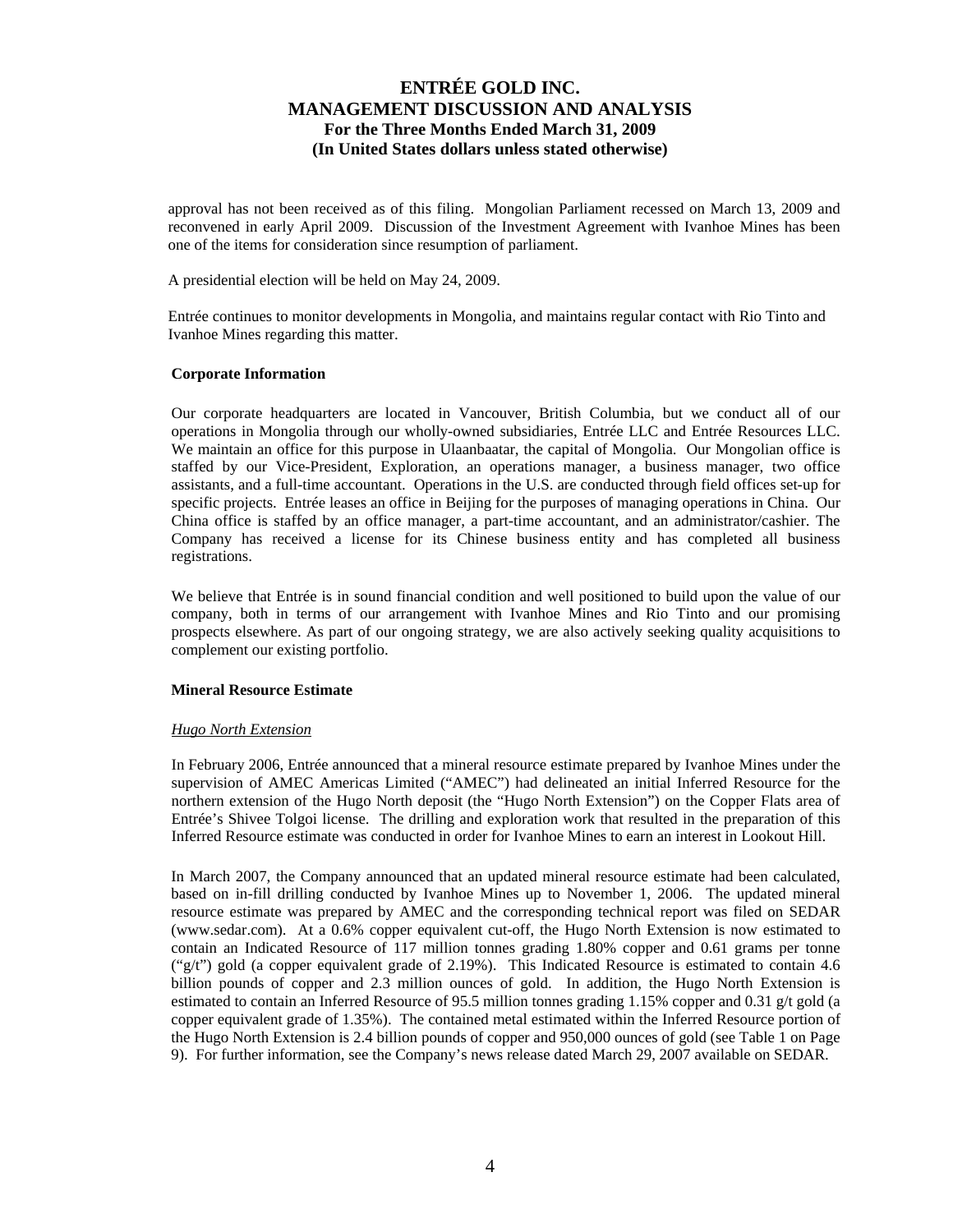approval has not been received as of this filing. Mongolian Parliament recessed on March 13, 2009 and reconvened in early April 2009. Discussion of the Investment Agreement with Ivanhoe Mines has been one of the items for consideration since resumption of parliament.

A presidential election will be held on May 24, 2009.

Entrée continues to monitor developments in Mongolia, and maintains regular contact with Rio Tinto and Ivanhoe Mines regarding this matter.

**Corporate Information**

Our corporate headquarters are located in Vancouver, British Columbia, but we conduct all of our operations in Mongolia through our wholly-owned subsidiaries, Entrée LLC and Entrée Resources LLC. We maintain an office for this purpose in Ulaanbaatar, the capital of Mongolia. Our Mongolian office is staffed by our Vice-President, Exploration, an operations manager, a business manager, two office assistants, and a full-time accountant. Operations in the U.S. are conducted through field offices set-up for specific projects. Entrée leases an office in Beijing for the purposes of managing operations in China. Our China office is staffed by an office manager, a part-time accountant, and an administrator/cashier. The Company has received a license for its Chinese business entity and has completed all business registrations.

We believe that Entrée is in sound financial condition and well positioned to build upon the value of our company, both in terms of our arrangement with Ivanhoe Mines and Rio Tinto and our promising prospects elsewhere. As part of our ongoing strategy, we are also actively seeking quality acquisitions to complement our existing portfolio.

**Mineral Resource Estimate**

*Hugo North Extension*

In February 2006, Entrée announced that a mineral resource estimate prepared by Ivanhoe Mines under the supervision of AMEC Americas Limited ("AMEC") had delineated an initial Inferred Resource for the northern extension of the Hugo North deposit (the "Hugo North Extension") on the Copper Flats area of Entrée's Shivee Tolgoi license. The drilling and exploration work that resulted in the preparation of this Inferred Resource estimate was conducted in order for Ivanhoe Mines to earn an interest in Lookout Hill.

In March 2007, the Company announced that an updated mineral resource estimate had been calculated, based on in-fill drilling conducted by Ivanhoe Mines up to November 1, 2006. The updated mineral resource estimate was prepared by AMEC and the corresponding technical report was filed on SEDAR (www.sedar.com). At a 0.6% copper equivalent cut-off, the Hugo North Extension is now estimated to contain an Indicated Resource of 117 million tonnes grading 1.80% copper and 0.61 grams per tonne ("g/t") gold (a copper equivalent grade of 2.19%). This Indicated Resource is estimated to contain 4.6 billion pounds of copper and 2.3 million ounces of gold. In addition, the Hugo North Extension is estimated to contain an Inferred Resource of 95.5 million tonnes grading 1.15% copper and 0.31 g/t gold (a copper equivalent grade of 1.35%). The contained metal estimated within the Inferred Resource portion of the Hugo North Extension is 2.4 billion pounds of copper and 950,000 ounces of gold (see Table 1 on Page 9). For further information, see the Company's news release dated March 29, 2007 available on SEDAR.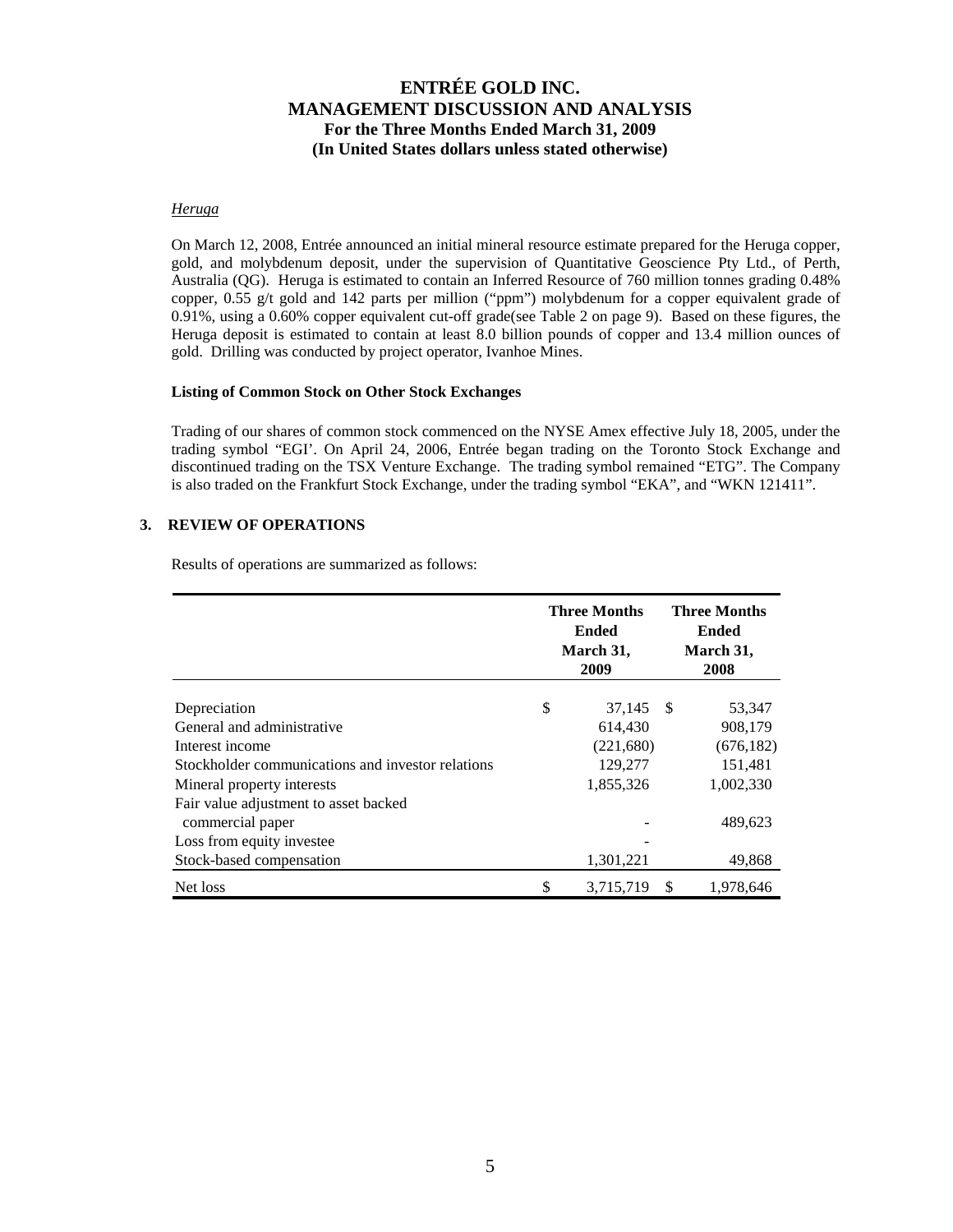*Heruga*

On March 12, 2008, Entrée announced an initial mineral resource estimate prepared for the Heruga copper, gold, and molybdenum deposit, under the supervision of Quantitative Geoscience Pty Ltd., of Perth, Australia (QG). Heruga is estimated to contain an Inferred Resource of 760 million tonnes grading 0.48% copper, 0.55 g/t gold and 142 parts per million ("ppm") molybdenum for a copper equivalent grade of 0.91%, using a 0.60% copper equivalent cut-off grade(see Table 2 on page 9). Based on these figures, the Heruga deposit is estimated to contain at least 8.0 billion pounds of copper and 13.4 million ounces of gold. Drilling was conducted by project operator, Ivanhoe Mines.

**Listing of Common Stock on Other Stock Exchanges**

Trading of our shares of common stock commenced on the NYSE Amex effective July 18, 2005, under the trading symbol "EGI'. On April 24, 2006, Entrée began trading on the Toronto Stock Exchange and discontinued trading on the TSX Venture Exchange. The trading symbol remained "ETG". The Company is also traded on the Frankfurt Stock Exchange, under the trading symbol "EKA", and "WKN 121411".

## 3. REVIEW OF OPERATIONS

Results of operations are summarized as follows:

| | Three Months Ended March 31, 2009 | Three Months Ended March 31, 2008 |
|---|---|---|
| Depreciation | $ 37,145 | $ 53,347 |
| General and administrative | 614,430 | 908,179 |
| Interest income | (221,680) | (676,182) |
| Stockholder communications and investor relations | 129,277 | 151,481 |
| Mineral property interests | 1,855,326 | 1,002,330 |
| Fair value adjustment to asset backed commercial paper | - | 489,623 |
| Loss from equity investee | - | |
| Stock-based compensation | 1,301,221 | 49,868 |
| Net loss | $ 3,715,719 | $ 1,978,646 |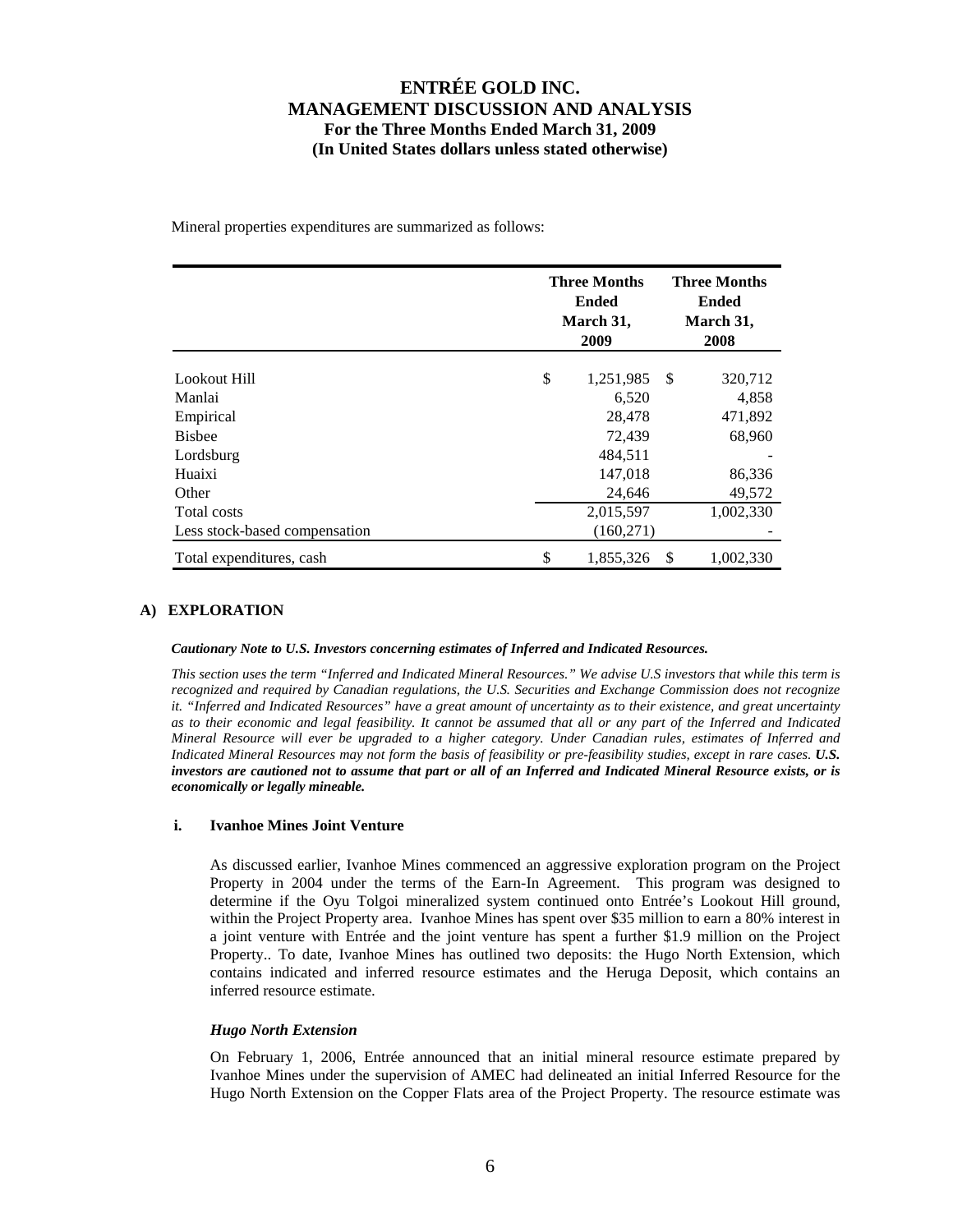Mineral properties expenditures are summarized as follows:

| | Three Months Ended March 31, 2009 | Three Months Ended March 31, 2008 |
|---|---|---|
| Lookout Hill | $ 1,251,985 | $ 320,712 |
| Manlai | 6,520 | 4,858 |
| Empirical | 28,478 | 471,892 |
| Bisbee | 72,439 | 68,960 |
| Lordsburg | 484,511 | - |
| Huaixi | 147,018 | 86,336 |
| Other | 24,646 | 49,572 |
| Total costs | 2,015,597 | 1,002,330 |
| Less stock-based compensation | (160,271) | - |
| Total expenditures, cash | $ 1,855,326 | $ 1,002,330 |

## A) EXPLORATION

***Cautionary Note to U.S. Investors concerning estimates of Inferred and Indicated Resources.***

*This section uses the term "Inferred and Indicated Mineral Resources." We advise U.S investors that while this term is recognized and required by Canadian regulations, the U.S. Securities and Exchange Commission does not recognize it. "Inferred and Indicated Resources" have a great amount of uncertainty as to their existence, and great uncertainty as to their economic and legal feasibility. It cannot be assumed that all or any part of the Inferred and Indicated Mineral Resource will ever be upgraded to a higher category. Under Canadian rules, estimates of Inferred and Indicated Mineral Resources may not form the basis of feasibility or pre-feasibility studies, except in rare cases.* ***U.S. investors are cautioned not to assume that part or all of an Inferred and Indicated Mineral Resource exists, or is economically or legally mineable.***

### i. Ivanhoe Mines Joint Venture

As discussed earlier, Ivanhoe Mines commenced an aggressive exploration program on the Project Property in 2004 under the terms of the Earn-In Agreement. This program was designed to determine if the Oyu Tolgoi mineralized system continued onto Entrée's Lookout Hill ground, within the Project Property area. Ivanhoe Mines has spent over $35 million to earn a 80% interest in a joint venture with Entrée and the joint venture has spent a further $1.9 million on the Project Property.. To date, Ivanhoe Mines has outlined two deposits: the Hugo North Extension, which contains indicated and inferred resource estimates and the Heruga Deposit, which contains an inferred resource estimate.

***Hugo North Extension***

On February 1, 2006, Entrée announced that an initial mineral resource estimate prepared by Ivanhoe Mines under the supervision of AMEC had delineated an initial Inferred Resource for the Hugo North Extension on the Copper Flats area of the Project Property. The resource estimate was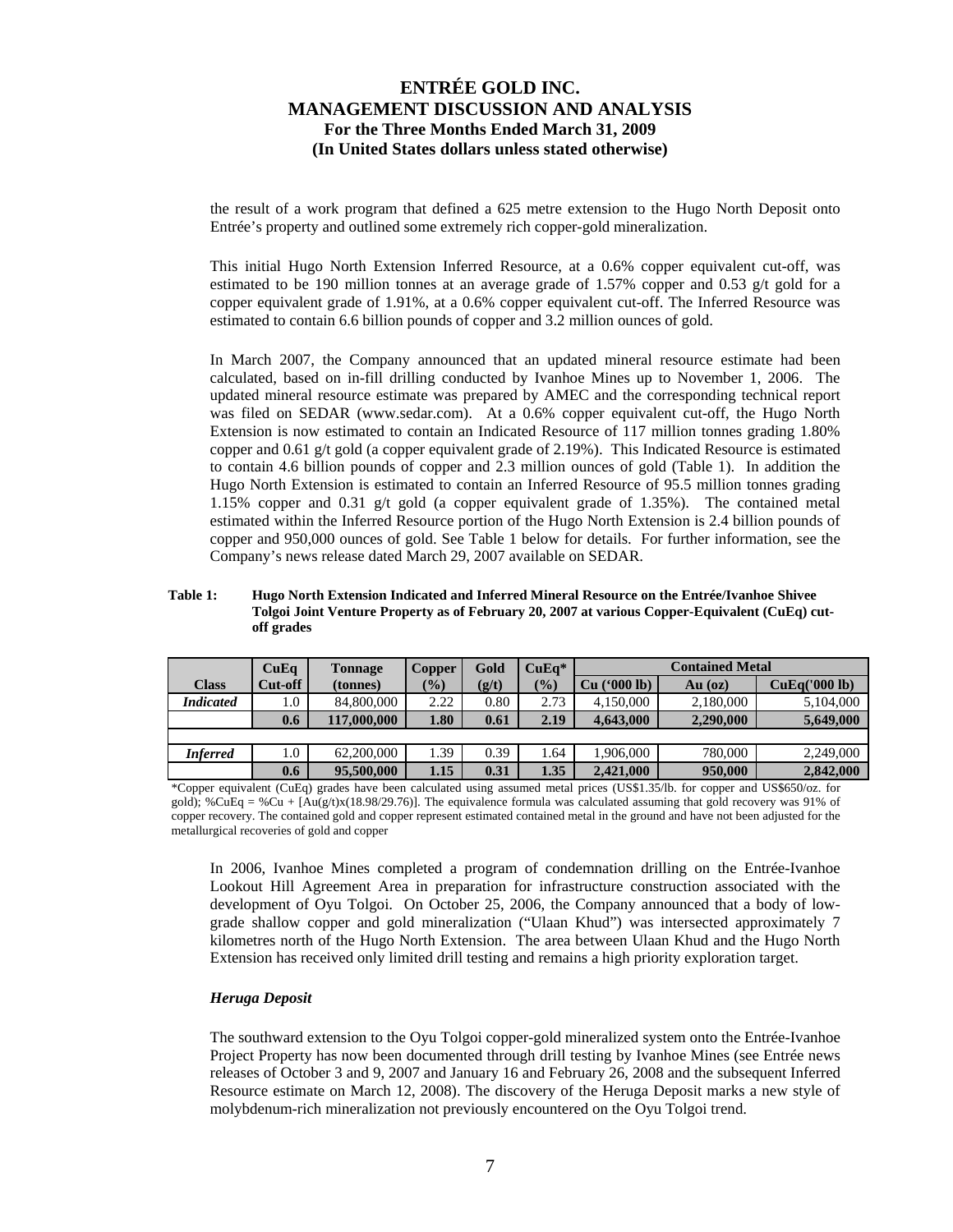the result of a work program that defined a 625 metre extension to the Hugo North Deposit onto Entrée's property and outlined some extremely rich copper-gold mineralization.

This initial Hugo North Extension Inferred Resource, at a 0.6% copper equivalent cut-off, was estimated to be 190 million tonnes at an average grade of 1.57% copper and 0.53 g/t gold for a copper equivalent grade of 1.91%, at a 0.6% copper equivalent cut-off. The Inferred Resource was estimated to contain 6.6 billion pounds of copper and 3.2 million ounces of gold.

In March 2007, the Company announced that an updated mineral resource estimate had been calculated, based on in-fill drilling conducted by Ivanhoe Mines up to November 1, 2006. The updated mineral resource estimate was prepared by AMEC and the corresponding technical report was filed on SEDAR (www.sedar.com). At a 0.6% copper equivalent cut-off, the Hugo North Extension is now estimated to contain an Indicated Resource of 117 million tonnes grading 1.80% copper and 0.61 g/t gold (a copper equivalent grade of 2.19%). This Indicated Resource is estimated to contain 4.6 billion pounds of copper and 2.3 million ounces of gold (Table 1). In addition the Hugo North Extension is estimated to contain an Inferred Resource of 95.5 million tonnes grading 1.15% copper and 0.31 g/t gold (a copper equivalent grade of 1.35%). The contained metal estimated within the Inferred Resource portion of the Hugo North Extension is 2.4 billion pounds of copper and 950,000 ounces of gold. See Table 1 below for details. For further information, see the Company's news release dated March 29, 2007 available on SEDAR.

**Table 1: Hugo North Extension Indicated and Inferred Mineral Resource on the Entrée/Ivanhoe Shivee Tolgoi Joint Venture Property as of February 20, 2007 at various Copper-Equivalent (CuEq) cut-off grades**

| Class | CuEq Cut-off | Tonnage (tonnes) | Copper (%) | Gold (g/t) | CuEq* (%) | Contained Metal | | |
|---|---|---|---|---|---|---|---|---|
| | | | | | | Cu ('000 lb) | Au (oz) | CuEq('000 lb) |
| ***Indicated*** | 1.0 | 84,800,000 | 2.22 | 0.80 | 2.73 | 4,150,000 | 2,180,000 | 5,104,000 |
| | **0.6** | **117,000,000** | **1.80** | **0.61** | **2.19** | **4,643,000** | **2,290,000** | **5,649,000** |
| ***Inferred*** | 1.0 | 62,200,000 | 1.39 | 0.39 | 1.64 | 1,906,000 | 780,000 | 2,249,000 |
| | **0.6** | **95,500,000** | **1.15** | **0.31** | **1.35** | **2,421,000** | **950,000** | **2,842,000** |

*Copper equivalent (CuEq) grades have been calculated using assumed metal prices (US$1.35/lb. for copper and US$650/oz. for gold); %CuEq = %Cu + [Au(g/t)x(18.98/29.76)]. The equivalence formula was calculated assuming that gold recovery was 91% of copper recovery. The contained gold and copper represent estimated contained metal in the ground and have not been adjusted for the metallurgical recoveries of gold and copper

In 2006, Ivanhoe Mines completed a program of condemnation drilling on the Entrée-Ivanhoe Lookout Hill Agreement Area in preparation for infrastructure construction associated with the development of Oyu Tolgoi. On October 25, 2006, the Company announced that a body of low-grade shallow copper and gold mineralization ("Ulaan Khud") was intersected approximately 7 kilometres north of the Hugo North Extension. The area between Ulaan Khud and the Hugo North Extension has received only limited drill testing and remains a high priority exploration target.

***Heruga Deposit***

The southward extension to the Oyu Tolgoi copper-gold mineralized system onto the Entrée-Ivanhoe Project Property has now been documented through drill testing by Ivanhoe Mines (see Entrée news releases of October 3 and 9, 2007 and January 16 and February 26, 2008 and the subsequent Inferred Resource estimate on March 12, 2008). The discovery of the Heruga Deposit marks a new style of molybdenum-rich mineralization not previously encountered on the Oyu Tolgoi trend.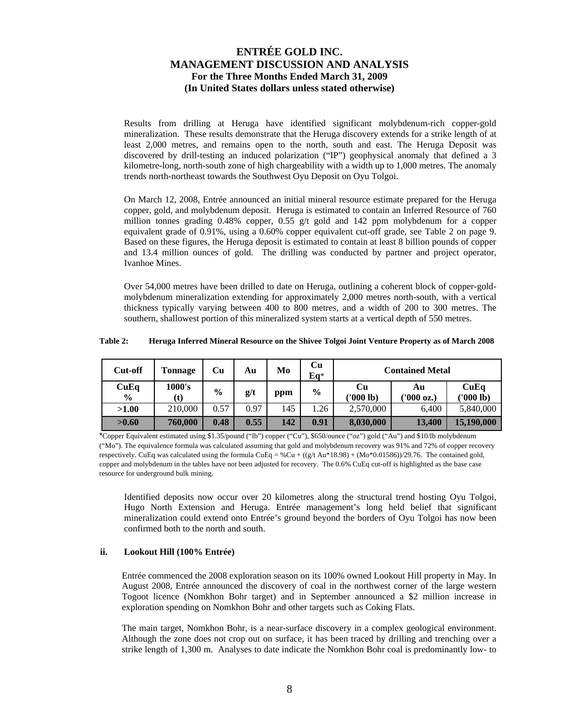Results from drilling at Heruga have identified significant molybdenum-rich copper-gold mineralization. These results demonstrate that the Heruga discovery extends for a strike length of at least 2,000 metres, and remains open to the north, south and east. The Heruga Deposit was discovered by drill-testing an induced polarization ("IP") geophysical anomaly that defined a 3 kilometre-long, north-south zone of high chargeability with a width up to 1,000 metres. The anomaly trends north-northeast towards the Southwest Oyu Deposit on Oyu Tolgoi.

On March 12, 2008, Entrée announced an initial mineral resource estimate prepared for the Heruga copper, gold, and molybdenum deposit. Heruga is estimated to contain an Inferred Resource of 760 million tonnes grading 0.48% copper, 0.55 g/t gold and 142 ppm molybdenum for a copper equivalent grade of 0.91%, using a 0.60% copper equivalent cut-off grade, see Table 2 on page 9. Based on these figures, the Heruga deposit is estimated to contain at least 8 billion pounds of copper and 13.4 million ounces of gold. The drilling was conducted by partner and project operator, Ivanhoe Mines.

Over 54,000 metres have been drilled to date on Heruga, outlining a coherent block of copper-gold-molybdenum mineralization extending for approximately 2,000 metres north-south, with a vertical thickness typically varying between 400 to 800 metres, and a width of 200 to 300 metres. The southern, shallowest portion of this mineralized system starts at a vertical depth of 550 metres.

**Table 2: Heruga Inferred Mineral Resource on the Shivee Tolgoi Joint Venture Property as of March 2008**

| Cut-off | Tonnage | Cu | Au | Mo | Cu Eq* | Contained Metal | | |
|---|---|---|---|---|---|---|---|---|
| CuEq % | 1000's (t) | % | g/t | ppm | % | Cu ('000 lb) | Au ('000 oz.) | CuEq ('000 lb) |
| >1.00 | 210,000 | 0.57 | 0.97 | 145 | 1.26 | 2,570,000 | 6,400 | 5,840,000 |
| **>0.60** | **760,000** | **0.48** | **0.55** | **142** | **0.91** | **8,030,000** | **13,400** | **15,190,000** |

*Copper Equivalent estimated using $1.35/pound ("lb") copper ("Cu"), $650/ounce ("oz") gold ("Au") and $10/lb molybdenum ("Mo"). The equivalence formula was calculated assuming that gold and molybdenum recovery was 91% and 72% of copper recovery respectively. CuEq was calculated using the formula CuEq = %Cu + ((g/t Au*18.98) + (Mo*0.01586))/29.76. The contained gold, copper and molybdenum in the tables have not been adjusted for recovery. The 0.6% CuEq cut-off is highlighted as the base case resource for underground bulk mining.

Identified deposits now occur over 20 kilometres along the structural trend hosting Oyu Tolgoi, Hugo North Extension and Heruga. Entrée management's long held belief that significant mineralization could extend onto Entrée's ground beyond the borders of Oyu Tolgoi has now been confirmed both to the north and south.

### ii. Lookout Hill (100% Entrée)

Entrée commenced the 2008 exploration season on its 100% owned Lookout Hill property in May. In August 2008, Entrée announced the discovery of coal in the northwest corner of the large western Togoot licence (Nomkhon Bohr target) and in September announced a $2 million increase in exploration spending on Nomkhon Bohr and other targets such as Coking Flats.

The main target, Nomkhon Bohr, is a near-surface discovery in a complex geological environment. Although the zone does not crop out on surface, it has been traced by drilling and trenching over a strike length of 1,300 m. Analyses to date indicate the Nomkhon Bohr coal is predominantly low- to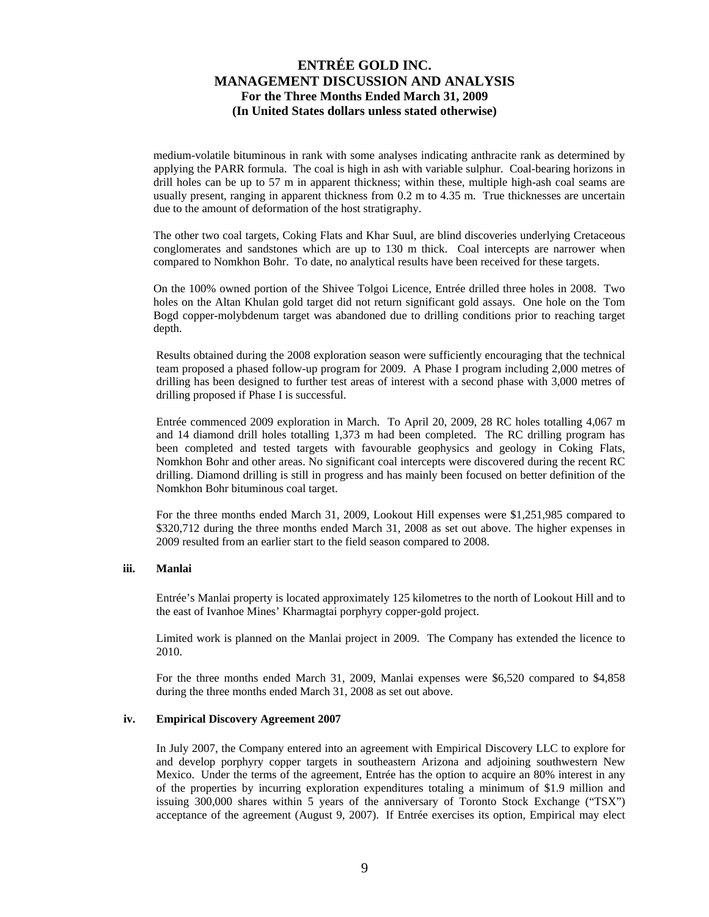medium-volatile bituminous in rank with some analyses indicating anthracite rank as determined by applying the PARR formula. The coal is high in ash with variable sulphur. Coal-bearing horizons in drill holes can be up to 57 m in apparent thickness; within these, multiple high-ash coal seams are usually present, ranging in apparent thickness from 0.2 m to 4.35 m. True thicknesses are uncertain due to the amount of deformation of the host stratigraphy.

The other two coal targets, Coking Flats and Khar Suul, are blind discoveries underlying Cretaceous conglomerates and sandstones which are up to 130 m thick. Coal intercepts are narrower when compared to Nomkhon Bohr. To date, no analytical results have been received for these targets.

On the 100% owned portion of the Shivee Tolgoi Licence, Entrée drilled three holes in 2008. Two holes on the Altan Khulan gold target did not return significant gold assays. One hole on the Tom Bogd copper-molybdenum target was abandoned due to drilling conditions prior to reaching target depth.

Results obtained during the 2008 exploration season were sufficiently encouraging that the technical team proposed a phased follow-up program for 2009. A Phase I program including 2,000 metres of drilling has been designed to further test areas of interest with a second phase with 3,000 metres of drilling proposed if Phase I is successful.

Entrée commenced 2009 exploration in March. To April 20, 2009, 28 RC holes totalling 4,067 m and 14 diamond drill holes totalling 1,373 m had been completed. The RC drilling program has been completed and tested targets with favourable geophysics and geology in Coking Flats, Nomkhon Bohr and other areas. No significant coal intercepts were discovered during the recent RC drilling. Diamond drilling is still in progress and has mainly been focused on better definition of the Nomkhon Bohr bituminous coal target.

For the three months ended March 31, 2009, Lookout Hill expenses were $1,251,985 compared to $320,712 during the three months ended March 31, 2008 as set out above. The higher expenses in 2009 resulted from an earlier start to the field season compared to 2008.

### iii. Manlai

Entrée's Manlai property is located approximately 125 kilometres to the north of Lookout Hill and to the east of Ivanhoe Mines' Kharmagtai porphyry copper-gold project.

Limited work is planned on the Manlai project in 2009. The Company has extended the licence to 2010.

For the three months ended March 31, 2009, Manlai expenses were $6,520 compared to $4,858 during the three months ended March 31, 2008 as set out above.

### iv. Empirical Discovery Agreement 2007

In July 2007, the Company entered into an agreement with Empirical Discovery LLC to explore for and develop porphyry copper targets in southeastern Arizona and adjoining southwestern New Mexico. Under the terms of the agreement, Entrée has the option to acquire an 80% interest in any of the properties by incurring exploration expenditures totaling a minimum of $1.9 million and issuing 300,000 shares within 5 years of the anniversary of Toronto Stock Exchange ("TSX") acceptance of the agreement (August 9, 2007). If Entrée exercises its option, Empirical may elect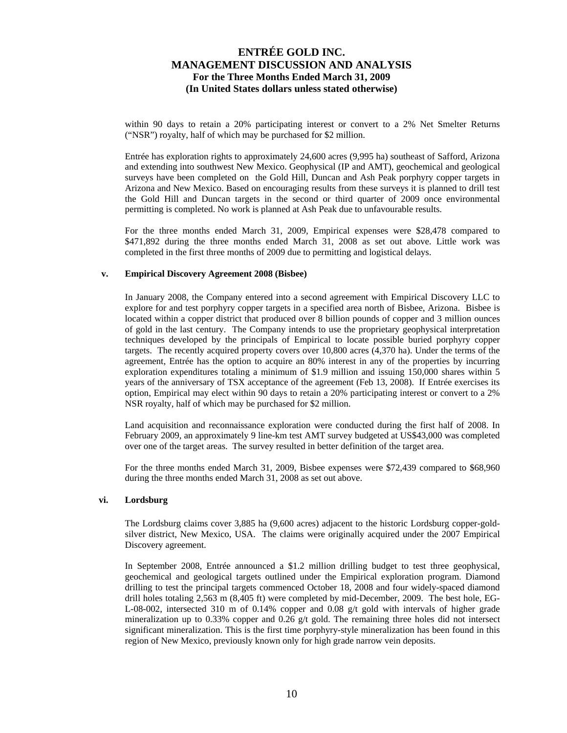within 90 days to retain a 20% participating interest or convert to a 2% Net Smelter Returns ("NSR") royalty, half of which may be purchased for $2 million.

Entrée has exploration rights to approximately 24,600 acres (9,995 ha) southeast of Safford, Arizona and extending into southwest New Mexico. Geophysical (IP and AMT), geochemical and geological surveys have been completed on the Gold Hill, Duncan and Ash Peak porphyry copper targets in Arizona and New Mexico. Based on encouraging results from these surveys it is planned to drill test the Gold Hill and Duncan targets in the second or third quarter of 2009 once environmental permitting is completed. No work is planned at Ash Peak due to unfavourable results.

For the three months ended March 31, 2009, Empirical expenses were $28,478 compared to $471,892 during the three months ended March 31, 2008 as set out above. Little work was completed in the first three months of 2009 due to permitting and logistical delays.

#### v. Empirical Discovery Agreement 2008 (Bisbee)

In January 2008, the Company entered into a second agreement with Empirical Discovery LLC to explore for and test porphyry copper targets in a specified area north of Bisbee, Arizona. Bisbee is located within a copper district that produced over 8 billion pounds of copper and 3 million ounces of gold in the last century. The Company intends to use the proprietary geophysical interpretation techniques developed by the principals of Empirical to locate possible buried porphyry copper targets. The recently acquired property covers over 10,800 acres (4,370 ha). Under the terms of the agreement, Entrée has the option to acquire an 80% interest in any of the properties by incurring exploration expenditures totaling a minimum of $1.9 million and issuing 150,000 shares within 5 years of the anniversary of TSX acceptance of the agreement (Feb 13, 2008). If Entrée exercises its option, Empirical may elect within 90 days to retain a 20% participating interest or convert to a 2% NSR royalty, half of which may be purchased for $2 million.

Land acquisition and reconnaissance exploration were conducted during the first half of 2008. In February 2009, an approximately 9 line-km test AMT survey budgeted at US$43,000 was completed over one of the target areas. The survey resulted in better definition of the target area.

For the three months ended March 31, 2009, Bisbee expenses were $72,439 compared to $68,960 during the three months ended March 31, 2008 as set out above.

#### vi. Lordsburg

The Lordsburg claims cover 3,885 ha (9,600 acres) adjacent to the historic Lordsburg copper-gold-silver district, New Mexico, USA. The claims were originally acquired under the 2007 Empirical Discovery agreement.

In September 2008, Entrée announced a $1.2 million drilling budget to test three geophysical, geochemical and geological targets outlined under the Empirical exploration program. Diamond drilling to test the principal targets commenced October 18, 2008 and four widely-spaced diamond drill holes totaling 2,563 m (8,405 ft) were completed by mid-December, 2009. The best hole, EG-L-08-002, intersected 310 m of 0.14% copper and 0.08 g/t gold with intervals of higher grade mineralization up to 0.33% copper and 0.26 g/t gold. The remaining three holes did not intersect significant mineralization. This is the first time porphyry-style mineralization has been found in this region of New Mexico, previously known only for high grade narrow vein deposits.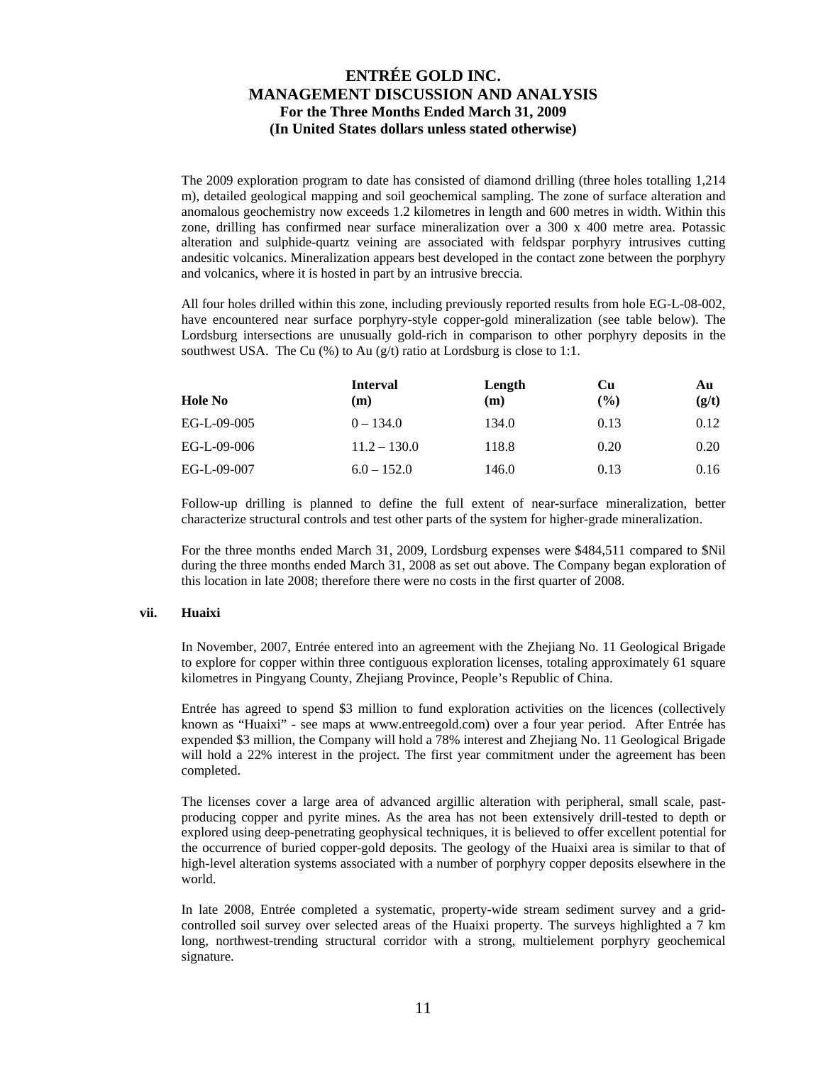The 2009 exploration program to date has consisted of diamond drilling (three holes totalling 1,214 m), detailed geological mapping and soil geochemical sampling. The zone of surface alteration and anomalous geochemistry now exceeds 1.2 kilometres in length and 600 metres in width. Within this zone, drilling has confirmed near surface mineralization over a 300 x 400 metre area. Potassic alteration and sulphide-quartz veining are associated with feldspar porphyry intrusives cutting andesitic volcanics. Mineralization appears best developed in the contact zone between the porphyry and volcanics, where it is hosted in part by an intrusive breccia.

All four holes drilled within this zone, including previously reported results from hole EG-L-08-002, have encountered near surface porphyry-style copper-gold mineralization (see table below). The Lordsburg intersections are unusually gold-rich in comparison to other porphyry deposits in the southwest USA. The Cu (%) to Au (g/t) ratio at Lordsburg is close to 1:1.

| Hole No | Interval (m) | Length (m) | Cu (%) | Au (g/t) |
|---|---|---|---|---|
| EG-L-09-005 | 0 – 134.0 | 134.0 | 0.13 | 0.12 |
| EG-L-09-006 | 11.2 – 130.0 | 118.8 | 0.20 | 0.20 |
| EG-L-09-007 | 6.0 – 152.0 | 146.0 | 0.13 | 0.16 |

Follow-up drilling is planned to define the full extent of near-surface mineralization, better characterize structural controls and test other parts of the system for higher-grade mineralization.

For the three months ended March 31, 2009, Lordsburg expenses were $484,511 compared to $Nil during the three months ended March 31, 2008 as set out above. The Company began exploration of this location in late 2008; therefore there were no costs in the first quarter of 2008.

### vii. Huaixi

In November, 2007, Entrée entered into an agreement with the Zhejiang No. 11 Geological Brigade to explore for copper within three contiguous exploration licenses, totaling approximately 61 square kilometres in Pingyang County, Zhejiang Province, People's Republic of China.

Entrée has agreed to spend $3 million to fund exploration activities on the licences (collectively known as "Huaixi" - see maps at www.entreegold.com) over a four year period. After Entrée has expended $3 million, the Company will hold a 78% interest and Zhejiang No. 11 Geological Brigade will hold a 22% interest in the project. The first year commitment under the agreement has been completed.

The licenses cover a large area of advanced argillic alteration with peripheral, small scale, past-producing copper and pyrite mines. As the area has not been extensively drill-tested to depth or explored using deep-penetrating geophysical techniques, it is believed to offer excellent potential for the occurrence of buried copper-gold deposits. The geology of the Huaixi area is similar to that of high-level alteration systems associated with a number of porphyry copper deposits elsewhere in the world.

In late 2008, Entrée completed a systematic, property-wide stream sediment survey and a grid-controlled soil survey over selected areas of the Huaixi property. The surveys highlighted a 7 km long, northwest-trending structural corridor with a strong, multielement porphyry geochemical signature.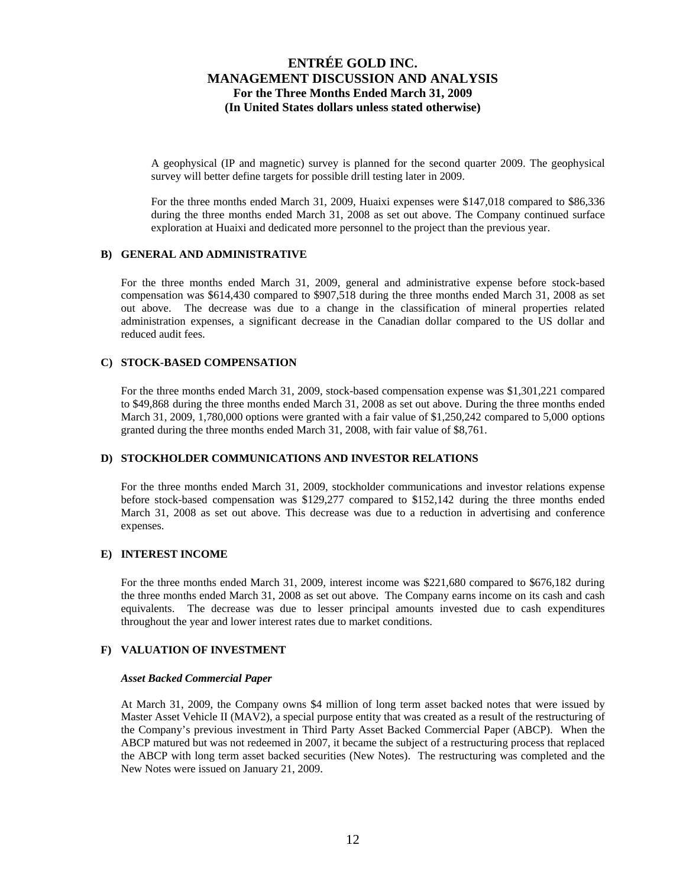A geophysical (IP and magnetic) survey is planned for the second quarter 2009. The geophysical survey will better define targets for possible drill testing later in 2009.

For the three months ended March 31, 2009, Huaixi expenses were $147,018 compared to $86,336 during the three months ended March 31, 2008 as set out above. The Company continued surface exploration at Huaixi and dedicated more personnel to the project than the previous year.

### B) GENERAL AND ADMINISTRATIVE

For the three months ended March 31, 2009, general and administrative expense before stock-based compensation was $614,430 compared to $907,518 during the three months ended March 31, 2008 as set out above. The decrease was due to a change in the classification of mineral properties related administration expenses, a significant decrease in the Canadian dollar compared to the US dollar and reduced audit fees.

### C) STOCK-BASED COMPENSATION

For the three months ended March 31, 2009, stock-based compensation expense was $1,301,221 compared to $49,868 during the three months ended March 31, 2008 as set out above. During the three months ended March 31, 2009, 1,780,000 options were granted with a fair value of $1,250,242 compared to 5,000 options granted during the three months ended March 31, 2008, with fair value of $8,761.

### D) STOCKHOLDER COMMUNICATIONS AND INVESTOR RELATIONS

For the three months ended March 31, 2009, stockholder communications and investor relations expense before stock-based compensation was $129,277 compared to $152,142 during the three months ended March 31, 2008 as set out above. This decrease was due to a reduction in advertising and conference expenses.

### E) INTEREST INCOME

For the three months ended March 31, 2009, interest income was $221,680 compared to $676,182 during the three months ended March 31, 2008 as set out above. The Company earns income on its cash and cash equivalents. The decrease was due to lesser principal amounts invested due to cash expenditures throughout the year and lower interest rates due to market conditions.

### F) VALUATION OF INVESTMENT

***Asset Backed Commercial Paper***

At March 31, 2009, the Company owns $4 million of long term asset backed notes that were issued by Master Asset Vehicle II (MAV2), a special purpose entity that was created as a result of the restructuring of the Company's previous investment in Third Party Asset Backed Commercial Paper (ABCP). When the ABCP matured but was not redeemed in 2007, it became the subject of a restructuring process that replaced the ABCP with long term asset backed securities (New Notes). The restructuring was completed and the New Notes were issued on January 21, 2009.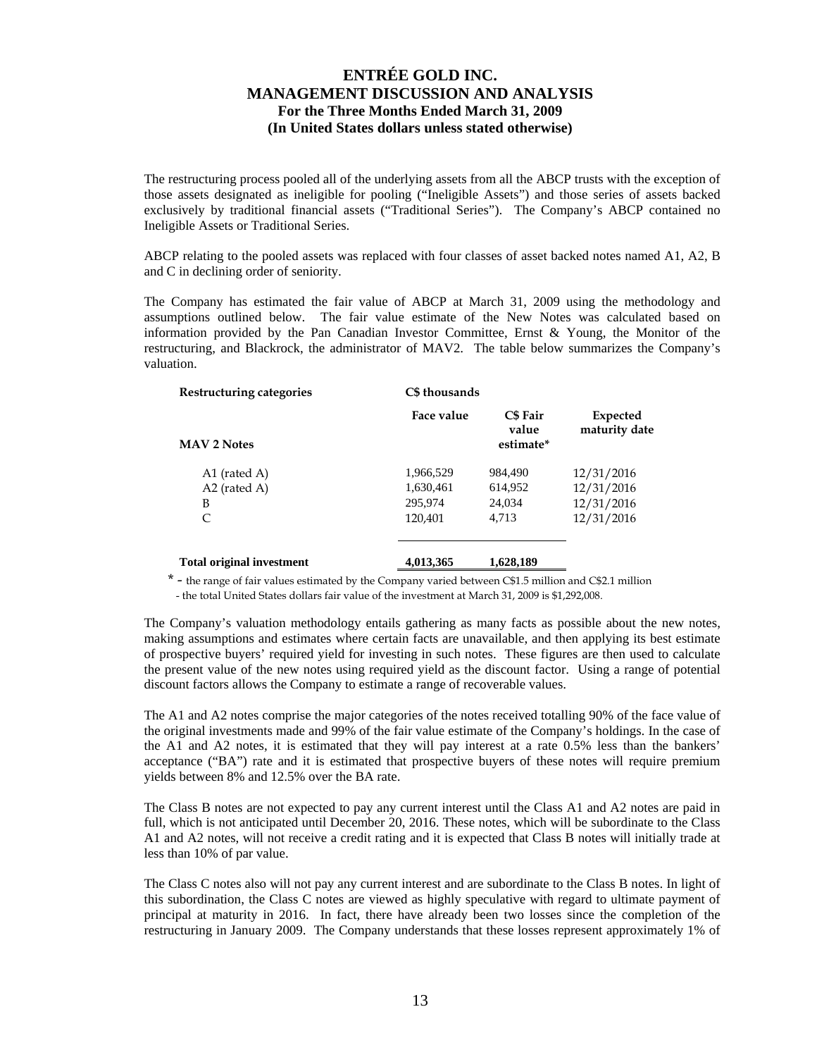The restructuring process pooled all of the underlying assets from all the ABCP trusts with the exception of those assets designated as ineligible for pooling ("Ineligible Assets") and those series of assets backed exclusively by traditional financial assets ("Traditional Series"). The Company's ABCP contained no Ineligible Assets or Traditional Series.

ABCP relating to the pooled assets was replaced with four classes of asset backed notes named A1, A2, B and C in declining order of seniority.

The Company has estimated the fair value of ABCP at March 31, 2009 using the methodology and assumptions outlined below. The fair value estimate of the New Notes was calculated based on information provided by the Pan Canadian Investor Committee, Ernst & Young, the Monitor of the restructuring, and Blackrock, the administrator of MAV2. The table below summarizes the Company's valuation.

| **Restructuring categories** | **C$ thousands** | | |
|---|---|---|---|
| **MAV 2 Notes** | **Face value** | **C$ Fair value estimate*** | **Expected maturity date** |
| A1 (rated A) | 1,966,529 | 984,490 | 12/31/2016 |
| A2 (rated A) | 1,630,461 | 614,952 | 12/31/2016 |
| B | 295,974 | 24,034 | 12/31/2016 |
| C | 120,401 | 4,713 | 12/31/2016 |
| **Total original investment** | **4,013,365** | **1,628,189** | |

\* - the range of fair values estimated by the Company varied between C$1.5 million and C$2.1 million
- the total United States dollars fair value of the investment at March 31, 2009 is $1,292,008.

The Company's valuation methodology entails gathering as many facts as possible about the new notes, making assumptions and estimates where certain facts are unavailable, and then applying its best estimate of prospective buyers' required yield for investing in such notes. These figures are then used to calculate the present value of the new notes using required yield as the discount factor. Using a range of potential discount factors allows the Company to estimate a range of recoverable values.

The A1 and A2 notes comprise the major categories of the notes received totalling 90% of the face value of the original investments made and 99% of the fair value estimate of the Company's holdings. In the case of the A1 and A2 notes, it is estimated that they will pay interest at a rate 0.5% less than the bankers' acceptance ("BA") rate and it is estimated that prospective buyers of these notes will require premium yields between 8% and 12.5% over the BA rate.

The Class B notes are not expected to pay any current interest until the Class A1 and A2 notes are paid in full, which is not anticipated until December 20, 2016. These notes, which will be subordinate to the Class A1 and A2 notes, will not receive a credit rating and it is expected that Class B notes will initially trade at less than 10% of par value.

The Class C notes also will not pay any current interest and are subordinate to the Class B notes. In light of this subordination, the Class C notes are viewed as highly speculative with regard to ultimate payment of principal at maturity in 2016. In fact, there have already been two losses since the completion of the restructuring in January 2009. The Company understands that these losses represent approximately 1% of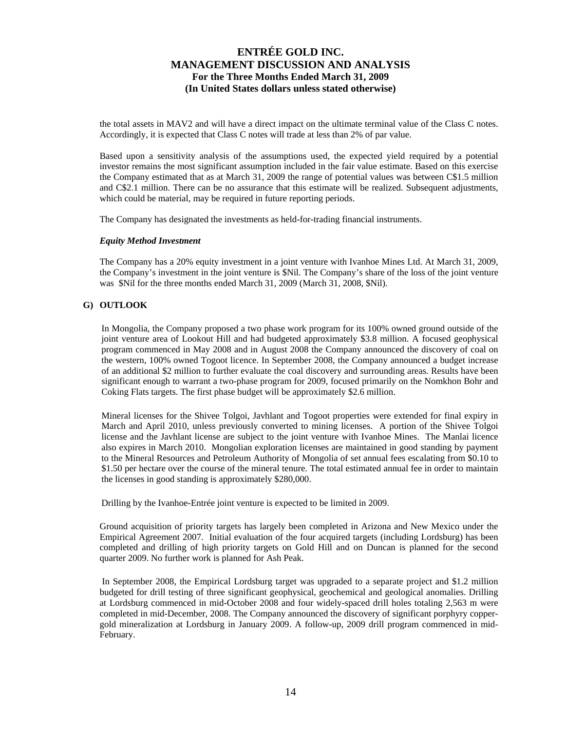the total assets in MAV2 and will have a direct impact on the ultimate terminal value of the Class C notes. Accordingly, it is expected that Class C notes will trade at less than 2% of par value.

Based upon a sensitivity analysis of the assumptions used, the expected yield required by a potential investor remains the most significant assumption included in the fair value estimate. Based on this exercise the Company estimated that as at March 31, 2009 the range of potential values was between C$1.5 million and C$2.1 million. There can be no assurance that this estimate will be realized. Subsequent adjustments, which could be material, may be required in future reporting periods.

The Company has designated the investments as held-for-trading financial instruments.

***Equity Method Investment***

The Company has a 20% equity investment in a joint venture with Ivanhoe Mines Ltd. At March 31, 2009, the Company's investment in the joint venture is $Nil. The Company's share of the loss of the joint venture was $Nil for the three months ended March 31, 2009 (March 31, 2008, $Nil).

## G) OUTLOOK

In Mongolia, the Company proposed a two phase work program for its 100% owned ground outside of the joint venture area of Lookout Hill and had budgeted approximately $3.8 million. A focused geophysical program commenced in May 2008 and in August 2008 the Company announced the discovery of coal on the western, 100% owned Togoot licence. In September 2008, the Company announced a budget increase of an additional $2 million to further evaluate the coal discovery and surrounding areas. Results have been significant enough to warrant a two-phase program for 2009, focused primarily on the Nomkhon Bohr and Coking Flats targets. The first phase budget will be approximately $2.6 million.

Mineral licenses for the Shivee Tolgoi, Javhlant and Togoot properties were extended for final expiry in March and April 2010, unless previously converted to mining licenses. A portion of the Shivee Tolgoi license and the Javhlant license are subject to the joint venture with Ivanhoe Mines. The Manlai licence also expires in March 2010. Mongolian exploration licenses are maintained in good standing by payment to the Mineral Resources and Petroleum Authority of Mongolia of set annual fees escalating from $0.10 to $1.50 per hectare over the course of the mineral tenure. The total estimated annual fee in order to maintain the licenses in good standing is approximately $280,000.

Drilling by the Ivanhoe-Entrée joint venture is expected to be limited in 2009.

Ground acquisition of priority targets has largely been completed in Arizona and New Mexico under the Empirical Agreement 2007. Initial evaluation of the four acquired targets (including Lordsburg) has been completed and drilling of high priority targets on Gold Hill and on Duncan is planned for the second quarter 2009. No further work is planned for Ash Peak.

In September 2008, the Empirical Lordsburg target was upgraded to a separate project and $1.2 million budgeted for drill testing of three significant geophysical, geochemical and geological anomalies. Drilling at Lordsburg commenced in mid-October 2008 and four widely-spaced drill holes totaling 2,563 m were completed in mid-December, 2008. The Company announced the discovery of significant porphyry copper-gold mineralization at Lordsburg in January 2009. A follow-up, 2009 drill program commenced in mid-February.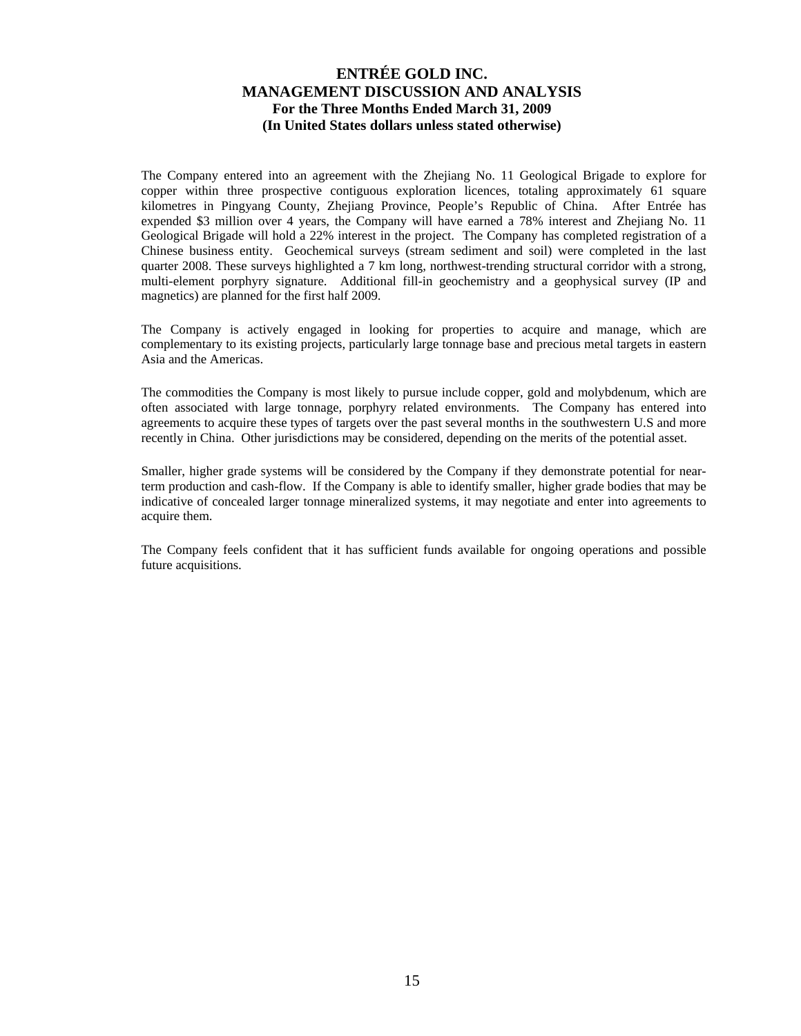The Company entered into an agreement with the Zhejiang No. 11 Geological Brigade to explore for copper within three prospective contiguous exploration licences, totaling approximately 61 square kilometres in Pingyang County, Zhejiang Province, People's Republic of China. After Entrée has expended $3 million over 4 years, the Company will have earned a 78% interest and Zhejiang No. 11 Geological Brigade will hold a 22% interest in the project. The Company has completed registration of a Chinese business entity. Geochemical surveys (stream sediment and soil) were completed in the last quarter 2008. These surveys highlighted a 7 km long, northwest-trending structural corridor with a strong, multi-element porphyry signature. Additional fill-in geochemistry and a geophysical survey (IP and magnetics) are planned for the first half 2009.

The Company is actively engaged in looking for properties to acquire and manage, which are complementary to its existing projects, particularly large tonnage base and precious metal targets in eastern Asia and the Americas.

The commodities the Company is most likely to pursue include copper, gold and molybdenum, which are often associated with large tonnage, porphyry related environments. The Company has entered into agreements to acquire these types of targets over the past several months in the southwestern U.S and more recently in China. Other jurisdictions may be considered, depending on the merits of the potential asset.

Smaller, higher grade systems will be considered by the Company if they demonstrate potential for near-term production and cash-flow. If the Company is able to identify smaller, higher grade bodies that may be indicative of concealed larger tonnage mineralized systems, it may negotiate and enter into agreements to acquire them.

The Company feels confident that it has sufficient funds available for ongoing operations and possible future acquisitions.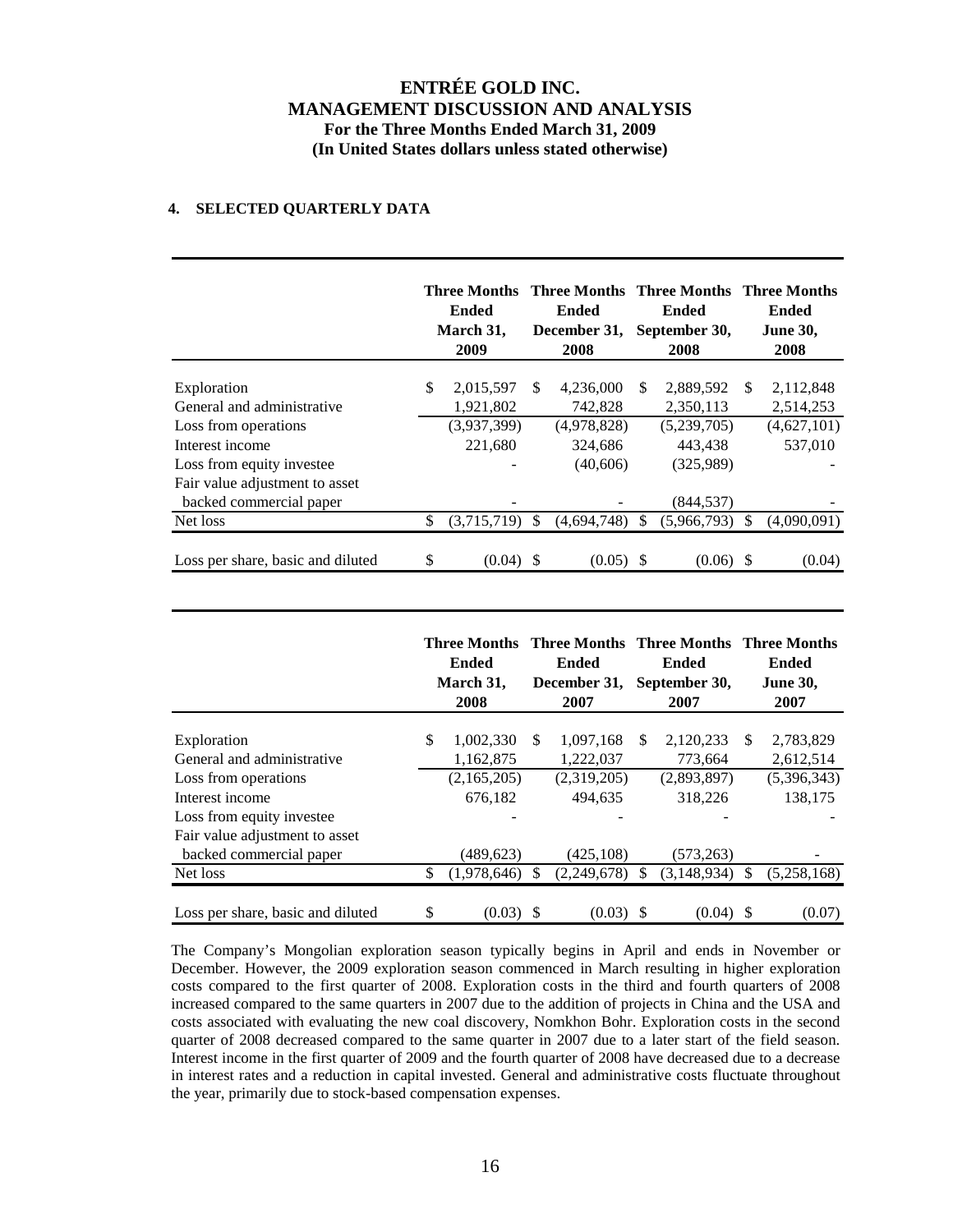## 4. SELECTED QUARTERLY DATA

| | Three Months Ended March 31, 2009 | Three Months Ended December 31, 2008 | Three Months Ended September 30, 2008 | Three Months Ended June 30, 2008 |
|---|---|---|---|---|
| Exploration | $ 2,015,597 | $ 4,236,000 | $ 2,889,592 | $ 2,112,848 |
| General and administrative | 1,921,802 | 742,828 | 2,350,113 | 2,514,253 |
| Loss from operations | (3,937,399) | (4,978,828) | (5,239,705) | (4,627,101) |
| Interest income | 221,680 | 324,686 | 443,438 | 537,010 |
| Loss from equity investee | - | (40,606) | (325,989) | - |
| Fair value adjustment to asset backed commercial paper | - | - | (844,537) | - |
| Net loss | $ (3,715,719) | $ (4,694,748) | $ (5,966,793) | $ (4,090,091) |
| Loss per share, basic and diluted | $ (0.04) | $ (0.05) | $ (0.06) | $ (0.04) |

| | Three Months Ended March 31, 2008 | Three Months Ended December 31, 2007 | Three Months Ended September 30, 2007 | Three Months Ended June 30, 2007 |
|---|---|---|---|---|
| Exploration | $ 1,002,330 | $ 1,097,168 | $ 2,120,233 | $ 2,783,829 |
| General and administrative | 1,162,875 | 1,222,037 | 773,664 | 2,612,514 |
| Loss from operations | (2,165,205) | (2,319,205) | (2,893,897) | (5,396,343) |
| Interest income | 676,182 | 494,635 | 318,226 | 138,175 |
| Loss from equity investee | - | - | - | - |
| Fair value adjustment to asset backed commercial paper | (489,623) | (425,108) | (573,263) | - |
| Net loss | $ (1,978,646) | $ (2,249,678) | $ (3,148,934) | $ (5,258,168) |
| Loss per share, basic and diluted | $ (0.03) | $ (0.03) | $ (0.04) | $ (0.07) |

The Company's Mongolian exploration season typically begins in April and ends in November or December. However, the 2009 exploration season commenced in March resulting in higher exploration costs compared to the first quarter of 2008. Exploration costs in the third and fourth quarters of 2008 increased compared to the same quarters in 2007 due to the addition of projects in China and the USA and costs associated with evaluating the new coal discovery, Nomkhon Bohr. Exploration costs in the second quarter of 2008 decreased compared to the same quarter in 2007 due to a later start of the field season. Interest income in the first quarter of 2009 and the fourth quarter of 2008 have decreased due to a decrease in interest rates and a reduction in capital invested. General and administrative costs fluctuate throughout the year, primarily due to stock-based compensation expenses.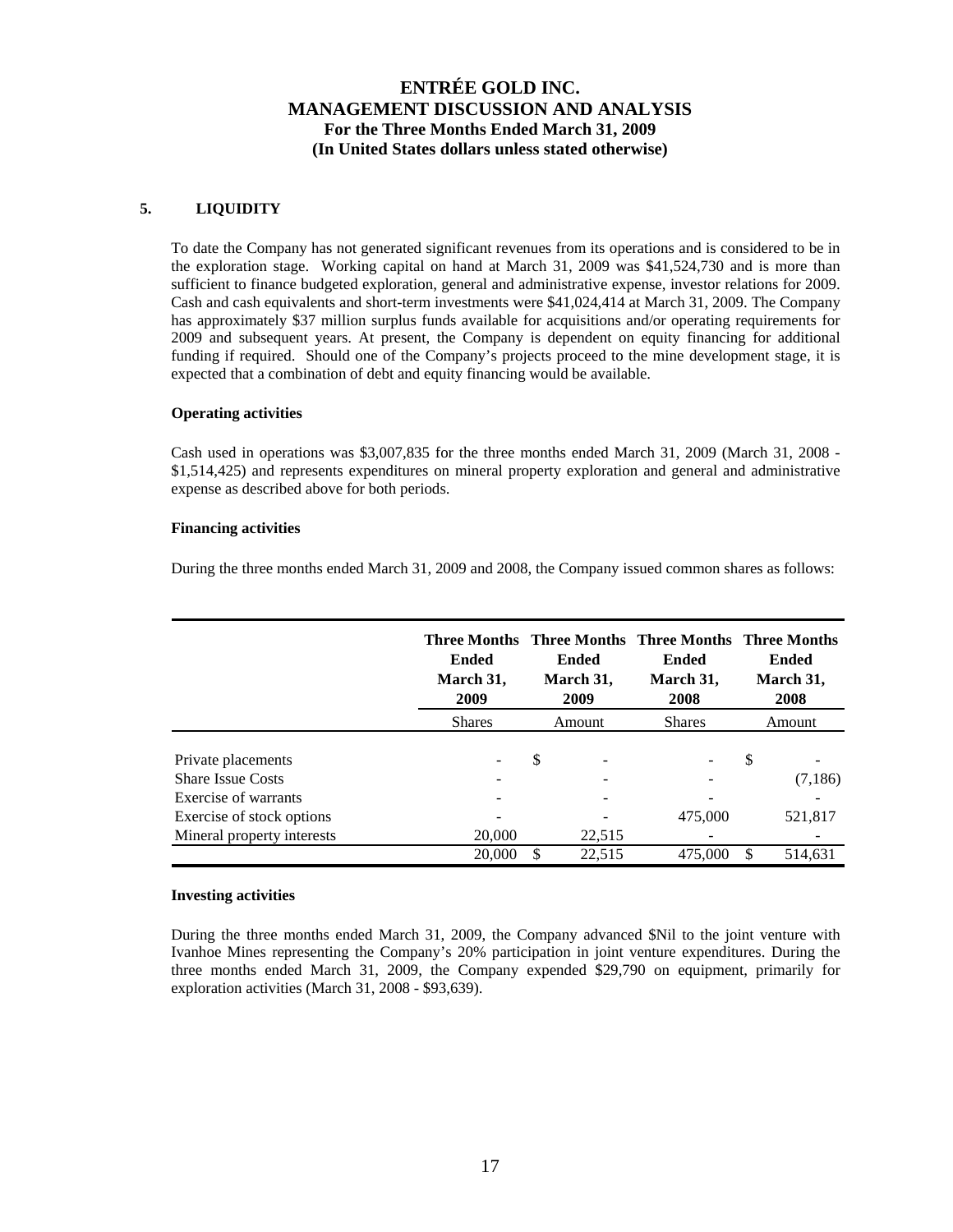## 5. LIQUIDITY

To date the Company has not generated significant revenues from its operations and is considered to be in the exploration stage. Working capital on hand at March 31, 2009 was $41,524,730 and is more than sufficient to finance budgeted exploration, general and administrative expense, investor relations for 2009. Cash and cash equivalents and short-term investments were $41,024,414 at March 31, 2009. The Company has approximately $37 million surplus funds available for acquisitions and/or operating requirements for 2009 and subsequent years. At present, the Company is dependent on equity financing for additional funding if required. Should one of the Company's projects proceed to the mine development stage, it is expected that a combination of debt and equity financing would be available.

### Operating activities

Cash used in operations was $3,007,835 for the three months ended March 31, 2009 (March 31, 2008 - $1,514,425) and represents expenditures on mineral property exploration and general and administrative expense as described above for both periods.

### Financing activities

During the three months ended March 31, 2009 and 2008, the Company issued common shares as follows:

| | Three Months Ended March 31, 2009 | Three Months Ended March 31, 2009 | Three Months Ended March 31, 2008 | Three Months Ended March 31, 2008 |
|---|---|---|---|---|
| | Shares | Amount | Shares | Amount |
| Private placements | - | $ - | - | $ - |
| Share Issue Costs | - | - | - | (7,186) |
| Exercise of warrants | - | - | - | - |
| Exercise of stock options | - | - | 475,000 | 521,817 |
| Mineral property interests | 20,000 | 22,515 | - | - |
| | 20,000 | $ 22,515 | 475,000 | $ 514,631 |

### Investing activities

During the three months ended March 31, 2009, the Company advanced $Nil to the joint venture with Ivanhoe Mines representing the Company's 20% participation in joint venture expenditures. During the three months ended March 31, 2009, the Company expended $29,790 on equipment, primarily for exploration activities (March 31, 2008 - $93,639).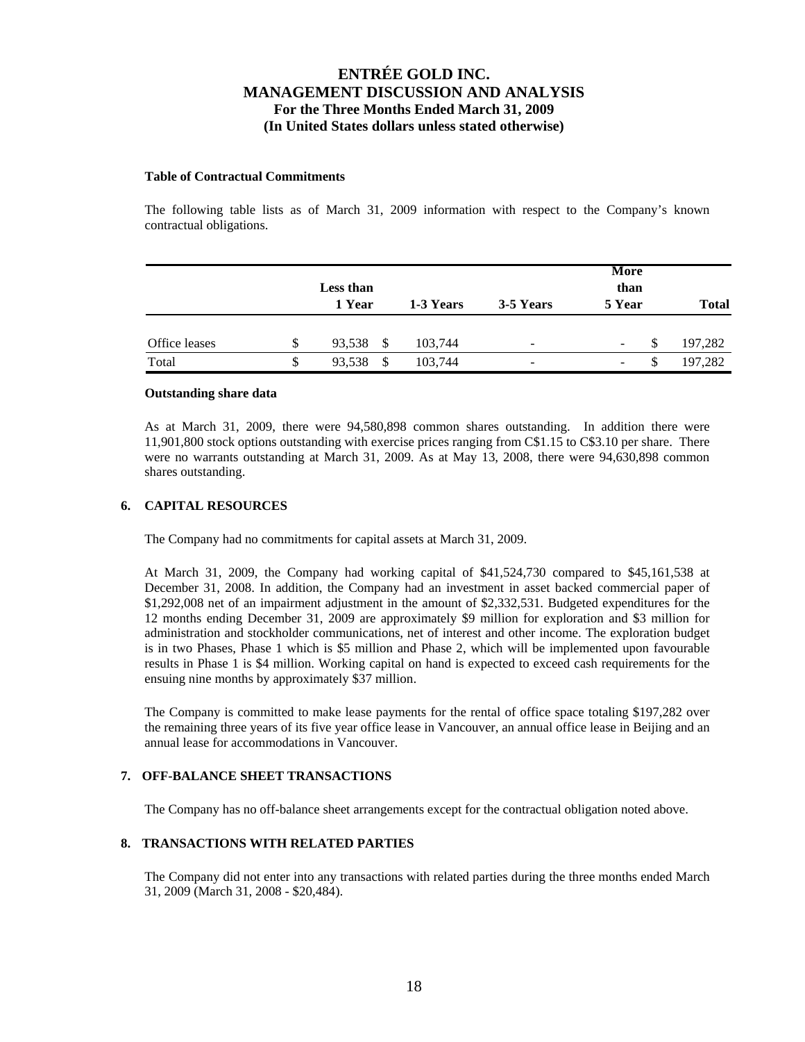**Table of Contractual Commitments**

The following table lists as of March 31, 2009 information with respect to the Company's known contractual obligations.

| | Less than 1 Year | 1-3 Years | 3-5 Years | More than 5 Year | Total |
|---|---|---|---|---|---|
| Office leases | $ 93,538 | $ 103,744 | - | - | $ 197,282 |
| Total | $ 93,538 | $ 103,744 | - | - | $ 197,282 |

**Outstanding share data**

As at March 31, 2009, there were 94,580,898 common shares outstanding. In addition there were 11,901,800 stock options outstanding with exercise prices ranging from C$1.15 to C$3.10 per share. There were no warrants outstanding at March 31, 2009. As at May 13, 2008, there were 94,630,898 common shares outstanding.

## 6. CAPITAL RESOURCES

The Company had no commitments for capital assets at March 31, 2009.

At March 31, 2009, the Company had working capital of $41,524,730 compared to $45,161,538 at December 31, 2008. In addition, the Company had an investment in asset backed commercial paper of $1,292,008 net of an impairment adjustment in the amount of $2,332,531. Budgeted expenditures for the 12 months ending December 31, 2009 are approximately $9 million for exploration and $3 million for administration and stockholder communications, net of interest and other income. The exploration budget is in two Phases, Phase 1 which is $5 million and Phase 2, which will be implemented upon favourable results in Phase 1 is $4 million. Working capital on hand is expected to exceed cash requirements for the ensuing nine months by approximately $37 million.

The Company is committed to make lease payments for the rental of office space totaling $197,282 over the remaining three years of its five year office lease in Vancouver, an annual office lease in Beijing and an annual lease for accommodations in Vancouver.

## 7. OFF-BALANCE SHEET TRANSACTIONS

The Company has no off-balance sheet arrangements except for the contractual obligation noted above.

## 8. TRANSACTIONS WITH RELATED PARTIES

The Company did not enter into any transactions with related parties during the three months ended March 31, 2009 (March 31, 2008 - $20,484).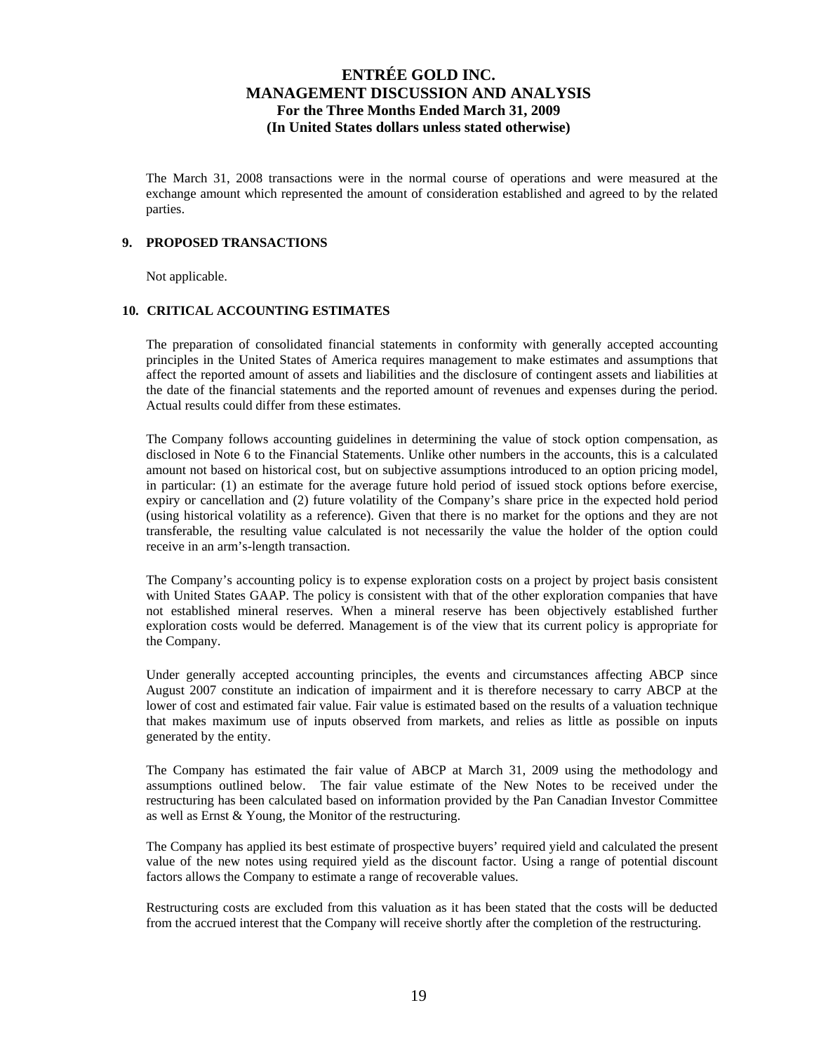The March 31, 2008 transactions were in the normal course of operations and were measured at the exchange amount which represented the amount of consideration established and agreed to by the related parties.

## 9. PROPOSED TRANSACTIONS

Not applicable.

## 10. CRITICAL ACCOUNTING ESTIMATES

The preparation of consolidated financial statements in conformity with generally accepted accounting principles in the United States of America requires management to make estimates and assumptions that affect the reported amount of assets and liabilities and the disclosure of contingent assets and liabilities at the date of the financial statements and the reported amount of revenues and expenses during the period. Actual results could differ from these estimates.

The Company follows accounting guidelines in determining the value of stock option compensation, as disclosed in Note 6 to the Financial Statements. Unlike other numbers in the accounts, this is a calculated amount not based on historical cost, but on subjective assumptions introduced to an option pricing model, in particular: (1) an estimate for the average future hold period of issued stock options before exercise, expiry or cancellation and (2) future volatility of the Company's share price in the expected hold period (using historical volatility as a reference). Given that there is no market for the options and they are not transferable, the resulting value calculated is not necessarily the value the holder of the option could receive in an arm's-length transaction.

The Company's accounting policy is to expense exploration costs on a project by project basis consistent with United States GAAP. The policy is consistent with that of the other exploration companies that have not established mineral reserves. When a mineral reserve has been objectively established further exploration costs would be deferred. Management is of the view that its current policy is appropriate for the Company.

Under generally accepted accounting principles, the events and circumstances affecting ABCP since August 2007 constitute an indication of impairment and it is therefore necessary to carry ABCP at the lower of cost and estimated fair value. Fair value is estimated based on the results of a valuation technique that makes maximum use of inputs observed from markets, and relies as little as possible on inputs generated by the entity.

The Company has estimated the fair value of ABCP at March 31, 2009 using the methodology and assumptions outlined below. The fair value estimate of the New Notes to be received under the restructuring has been calculated based on information provided by the Pan Canadian Investor Committee as well as Ernst & Young, the Monitor of the restructuring.

The Company has applied its best estimate of prospective buyers' required yield and calculated the present value of the new notes using required yield as the discount factor. Using a range of potential discount factors allows the Company to estimate a range of recoverable values.

Restructuring costs are excluded from this valuation as it has been stated that the costs will be deducted from the accrued interest that the Company will receive shortly after the completion of the restructuring.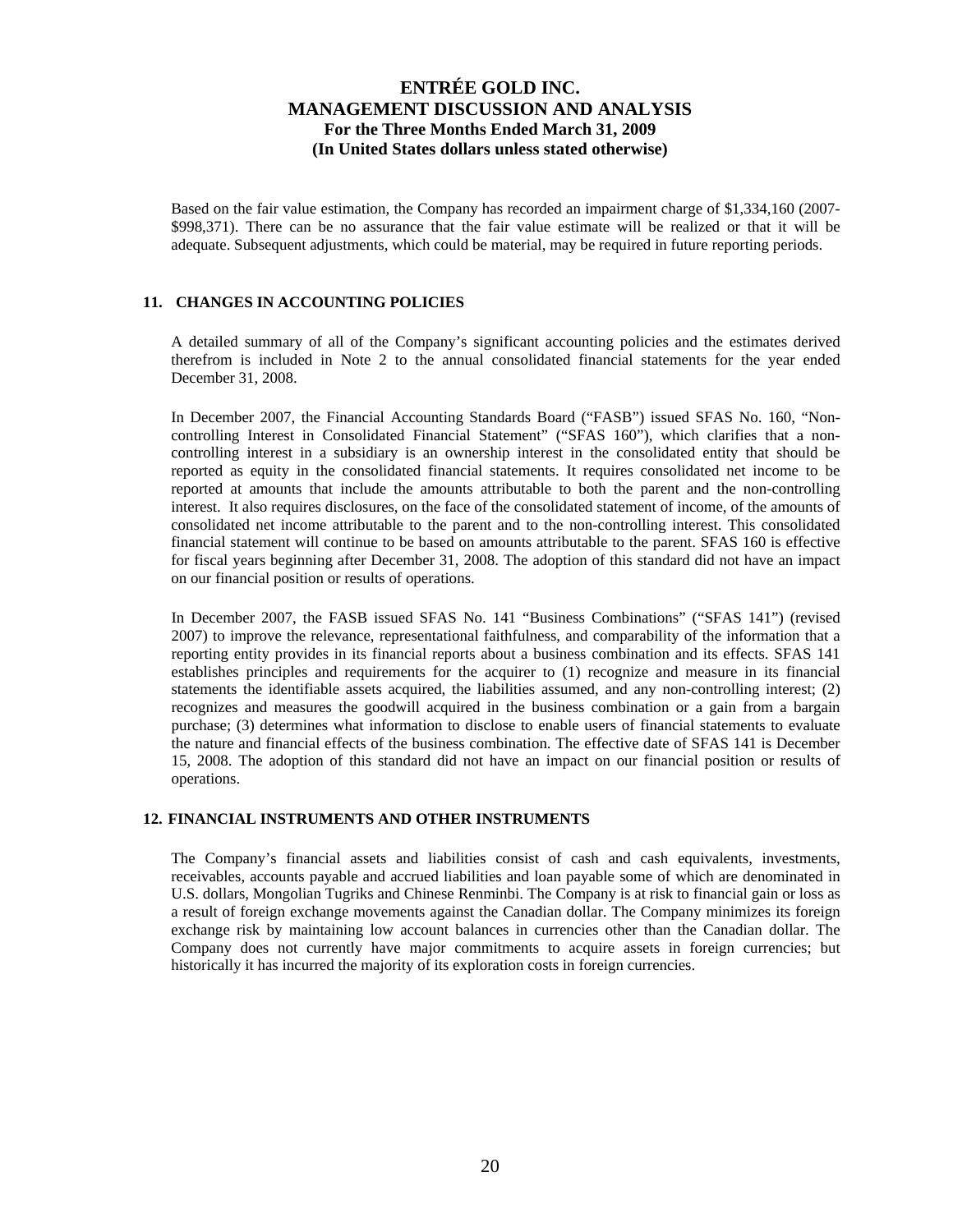Based on the fair value estimation, the Company has recorded an impairment charge of $1,334,160 (2007- $998,371). There can be no assurance that the fair value estimate will be realized or that it will be adequate. Subsequent adjustments, which could be material, may be required in future reporting periods.

## 11. CHANGES IN ACCOUNTING POLICIES

A detailed summary of all of the Company's significant accounting policies and the estimates derived therefrom is included in Note 2 to the annual consolidated financial statements for the year ended December 31, 2008.

In December 2007, the Financial Accounting Standards Board ("FASB") issued SFAS No. 160, "Non-controlling Interest in Consolidated Financial Statement" ("SFAS 160"), which clarifies that a non-controlling interest in a subsidiary is an ownership interest in the consolidated entity that should be reported as equity in the consolidated financial statements. It requires consolidated net income to be reported at amounts that include the amounts attributable to both the parent and the non-controlling interest. It also requires disclosures, on the face of the consolidated statement of income, of the amounts of consolidated net income attributable to the parent and to the non-controlling interest. This consolidated financial statement will continue to be based on amounts attributable to the parent. SFAS 160 is effective for fiscal years beginning after December 31, 2008. The adoption of this standard did not have an impact on our financial position or results of operations.

In December 2007, the FASB issued SFAS No. 141 "Business Combinations" ("SFAS 141") (revised 2007) to improve the relevance, representational faithfulness, and comparability of the information that a reporting entity provides in its financial reports about a business combination and its effects. SFAS 141 establishes principles and requirements for the acquirer to (1) recognize and measure in its financial statements the identifiable assets acquired, the liabilities assumed, and any non-controlling interest; (2) recognizes and measures the goodwill acquired in the business combination or a gain from a bargain purchase; (3) determines what information to disclose to enable users of financial statements to evaluate the nature and financial effects of the business combination. The effective date of SFAS 141 is December 15, 2008. The adoption of this standard did not have an impact on our financial position or results of operations.

## 12. FINANCIAL INSTRUMENTS AND OTHER INSTRUMENTS

The Company's financial assets and liabilities consist of cash and cash equivalents, investments, receivables, accounts payable and accrued liabilities and loan payable some of which are denominated in U.S. dollars, Mongolian Tugriks and Chinese Renminbi. The Company is at risk to financial gain or loss as a result of foreign exchange movements against the Canadian dollar. The Company minimizes its foreign exchange risk by maintaining low account balances in currencies other than the Canadian dollar. The Company does not currently have major commitments to acquire assets in foreign currencies; but historically it has incurred the majority of its exploration costs in foreign currencies.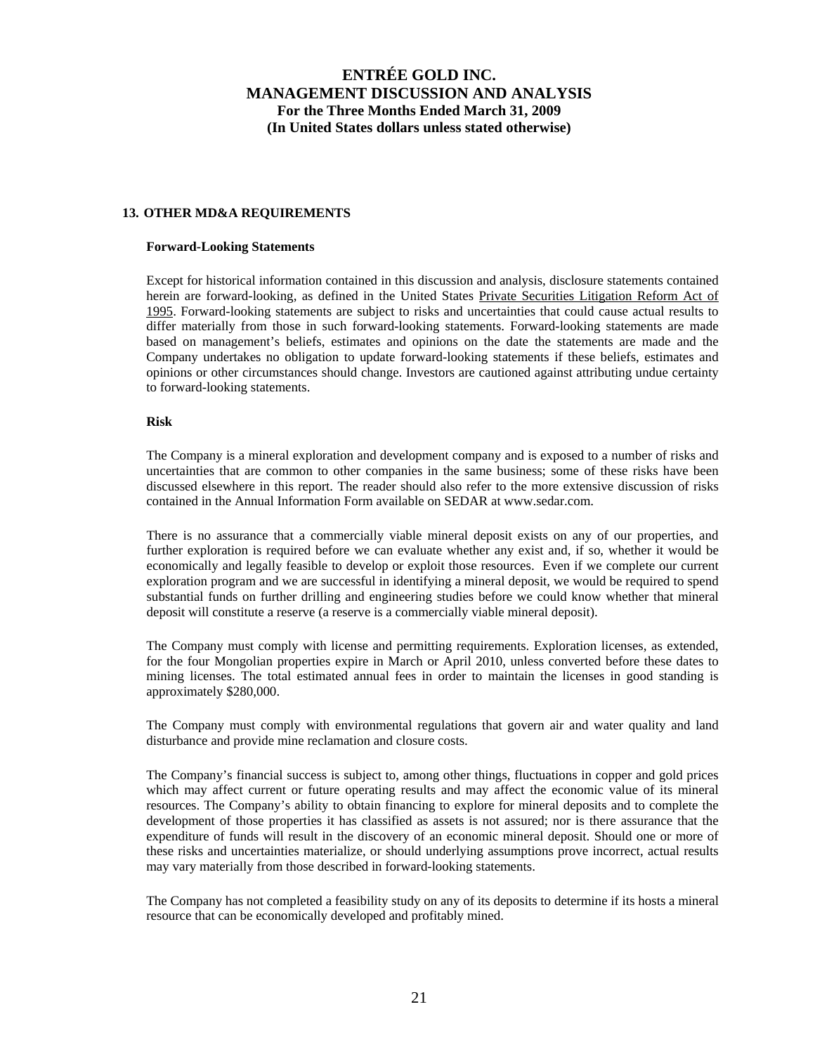## 13. OTHER MD&A REQUIREMENTS

### Forward-Looking Statements

Except for historical information contained in this discussion and analysis, disclosure statements contained herein are forward-looking, as defined in the United States Private Securities Litigation Reform Act of 1995. Forward-looking statements are subject to risks and uncertainties that could cause actual results to differ materially from those in such forward-looking statements. Forward-looking statements are made based on management's beliefs, estimates and opinions on the date the statements are made and the Company undertakes no obligation to update forward-looking statements if these beliefs, estimates and opinions or other circumstances should change. Investors are cautioned against attributing undue certainty to forward-looking statements.

### Risk

The Company is a mineral exploration and development company and is exposed to a number of risks and uncertainties that are common to other companies in the same business; some of these risks have been discussed elsewhere in this report. The reader should also refer to the more extensive discussion of risks contained in the Annual Information Form available on SEDAR at www.sedar.com.

There is no assurance that a commercially viable mineral deposit exists on any of our properties, and further exploration is required before we can evaluate whether any exist and, if so, whether it would be economically and legally feasible to develop or exploit those resources. Even if we complete our current exploration program and we are successful in identifying a mineral deposit, we would be required to spend substantial funds on further drilling and engineering studies before we could know whether that mineral deposit will constitute a reserve (a reserve is a commercially viable mineral deposit).

The Company must comply with license and permitting requirements. Exploration licenses, as extended, for the four Mongolian properties expire in March or April 2010, unless converted before these dates to mining licenses. The total estimated annual fees in order to maintain the licenses in good standing is approximately $280,000.

The Company must comply with environmental regulations that govern air and water quality and land disturbance and provide mine reclamation and closure costs.

The Company's financial success is subject to, among other things, fluctuations in copper and gold prices which may affect current or future operating results and may affect the economic value of its mineral resources. The Company's ability to obtain financing to explore for mineral deposits and to complete the development of those properties it has classified as assets is not assured; nor is there assurance that the expenditure of funds will result in the discovery of an economic mineral deposit. Should one or more of these risks and uncertainties materialize, or should underlying assumptions prove incorrect, actual results may vary materially from those described in forward-looking statements.

The Company has not completed a feasibility study on any of its deposits to determine if its hosts a mineral resource that can be economically developed and profitably mined.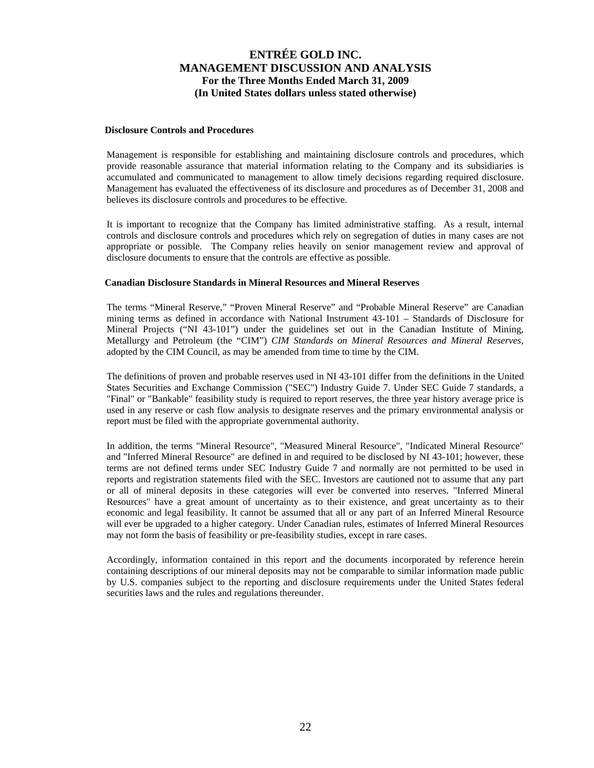### Disclosure Controls and Procedures

Management is responsible for establishing and maintaining disclosure controls and procedures, which provide reasonable assurance that material information relating to the Company and its subsidiaries is accumulated and communicated to management to allow timely decisions regarding required disclosure. Management has evaluated the effectiveness of its disclosure and procedures as of December 31, 2008 and believes its disclosure controls and procedures to be effective.

It is important to recognize that the Company has limited administrative staffing. As a result, internal controls and disclosure controls and procedures which rely on segregation of duties in many cases are not appropriate or possible. The Company relies heavily on senior management review and approval of disclosure documents to ensure that the controls are effective as possible.

### Canadian Disclosure Standards in Mineral Resources and Mineral Reserves

The terms "Mineral Reserve," "Proven Mineral Reserve" and "Probable Mineral Reserve" are Canadian mining terms as defined in accordance with National Instrument 43-101 – Standards of Disclosure for Mineral Projects ("NI 43-101") under the guidelines set out in the Canadian Institute of Mining, Metallurgy and Petroleum (the "CIM") *CIM Standards on Mineral Resources and Mineral Reserves*, adopted by the CIM Council, as may be amended from time to time by the CIM.

The definitions of proven and probable reserves used in NI 43-101 differ from the definitions in the United States Securities and Exchange Commission ("SEC") Industry Guide 7. Under SEC Guide 7 standards, a "Final" or "Bankable" feasibility study is required to report reserves, the three year history average price is used in any reserve or cash flow analysis to designate reserves and the primary environmental analysis or report must be filed with the appropriate governmental authority.

In addition, the terms "Mineral Resource", "Measured Mineral Resource", "Indicated Mineral Resource" and "Inferred Mineral Resource" are defined in and required to be disclosed by NI 43-101; however, these terms are not defined terms under SEC Industry Guide 7 and normally are not permitted to be used in reports and registration statements filed with the SEC. Investors are cautioned not to assume that any part or all of mineral deposits in these categories will ever be converted into reserves. "Inferred Mineral Resources" have a great amount of uncertainty as to their existence, and great uncertainty as to their economic and legal feasibility. It cannot be assumed that all or any part of an Inferred Mineral Resource will ever be upgraded to a higher category. Under Canadian rules, estimates of Inferred Mineral Resources may not form the basis of feasibility or pre-feasibility studies, except in rare cases.

Accordingly, information contained in this report and the documents incorporated by reference herein containing descriptions of our mineral deposits may not be comparable to similar information made public by U.S. companies subject to the reporting and disclosure requirements under the United States federal securities laws and the rules and regulations thereunder.